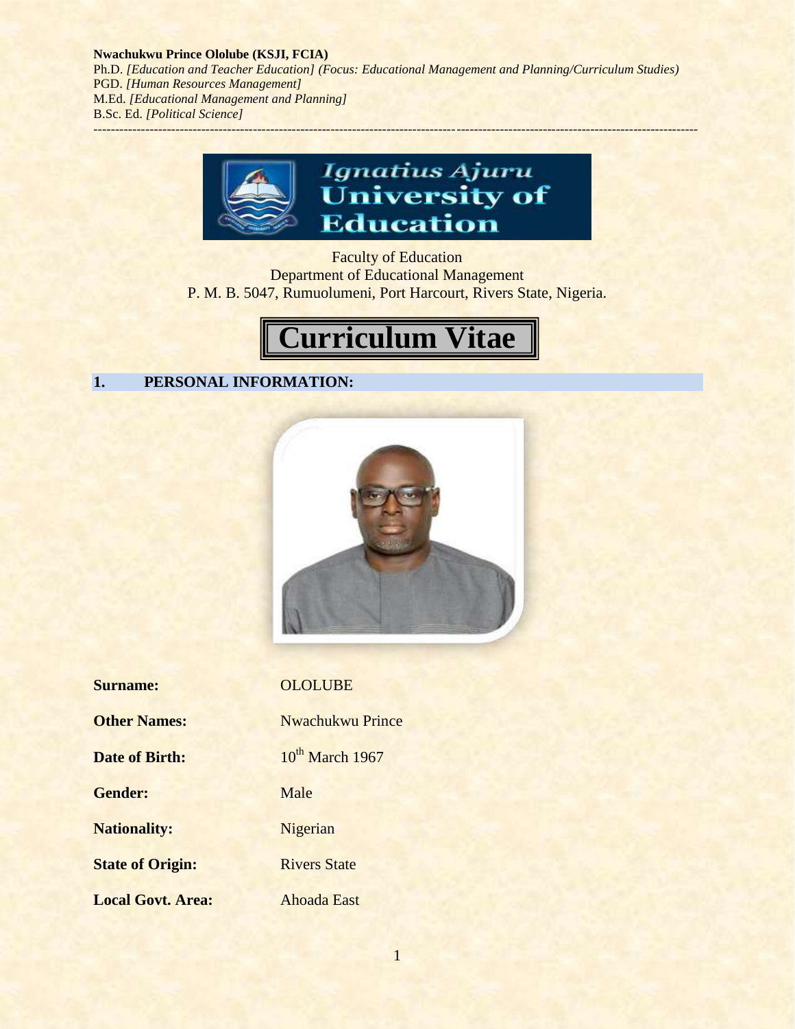**Nwachukwu Prince Ololube (KSJI, FCIA)**
Ph.D. *[Education and Teacher Education] (Focus: Educational Management and Planning/Curriculum Studies)*
PGD. *[Human Resources Management]*
M.Ed. *[Educational Management and Planning]*
B.Sc. Ed. *[Political Science]*

---

Ignatius Ajuru University of Education

Faculty of Education
Department of Educational Management
P. M. B. 5047, Rumuolumeni, Port Harcourt, Rivers State, Nigeria.

# Curriculum Vitae

## 1. PERSONAL INFORMATION:

| | |
|---|---|
| **Surname:** | OLOLUBE |
| **Other Names:** | Nwachukwu Prince |
| **Date of Birth:** | 10th March 1967 |
| **Gender:** | Male |
| **Nationality:** | Nigerian |
| **State of Origin:** | Rivers State |
| **Local Govt. Area:** | Ahoada East |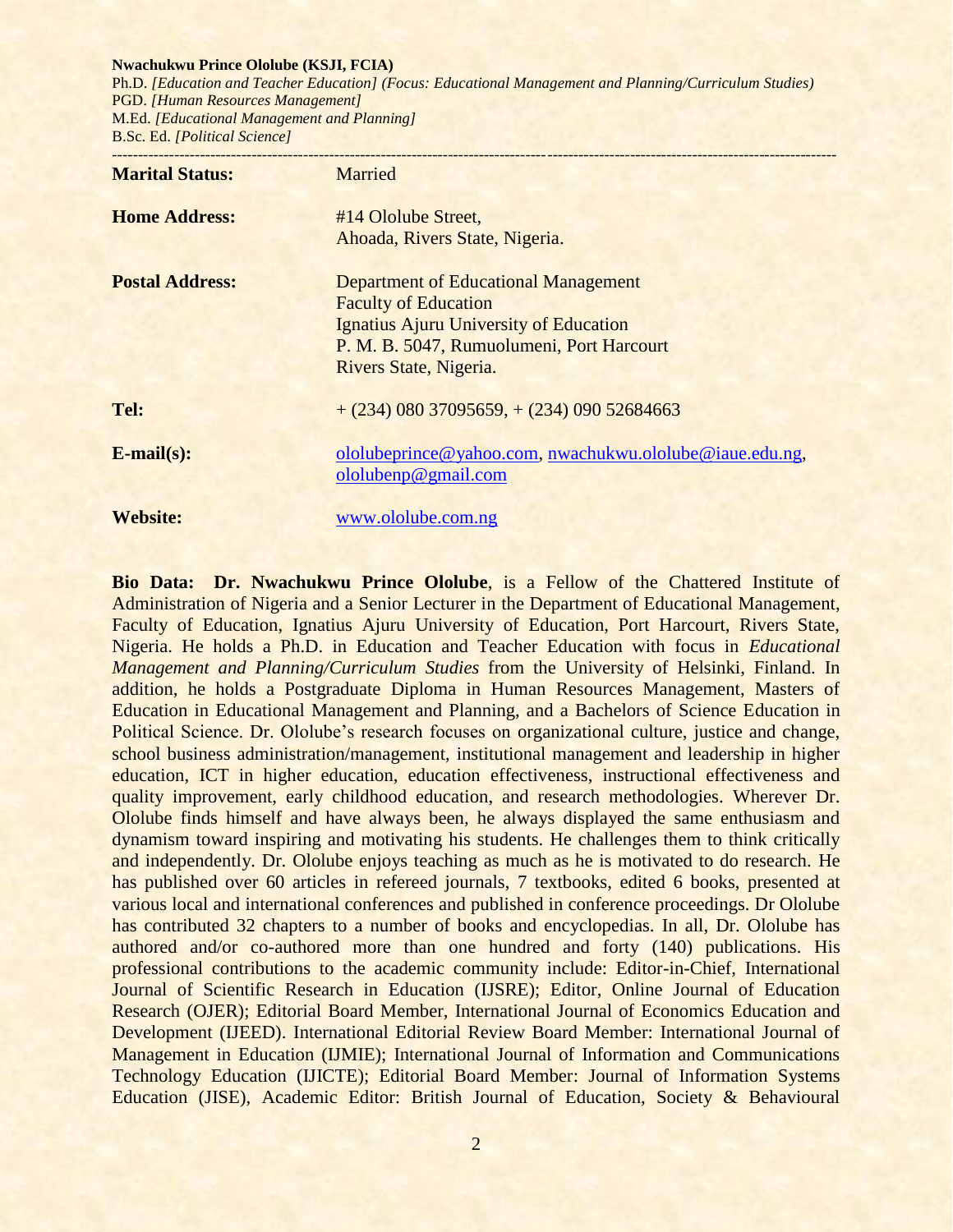**Nwachukwu Prince Ololube (KSJI, FCIA)**

Ph.D. *[Education and Teacher Education] (Focus: Educational Management and Planning/Curriculum Studies)*
PGD. *[Human Resources Management]*
M.Ed. *[Educational Management and Planning]*
B.Sc. Ed. *[Political Science]*

---

| | |
|---|---|
| **Marital Status:** | Married |
| **Home Address:** | #14 Ololube Street, Ahoada, Rivers State, Nigeria. |
| **Postal Address:** | Department of Educational Management<br>Faculty of Education<br>Ignatius Ajuru University of Education<br>P. M. B. 5047, Rumuolumeni, Port Harcourt<br>Rivers State, Nigeria. |
| **Tel:** | + (234) 080 37095659, + (234) 090 52684663 |
| **E-mail(s):** | ololubeprince@yahoo.com, nwachukwu.ololube@iaue.edu.ng, ololubenp@gmail.com |
| **Website:** | www.ololube.com.ng |

**Bio Data: Dr. Nwachukwu Prince Ololube**, is a Fellow of the Chattered Institute of Administration of Nigeria and a Senior Lecturer in the Department of Educational Management, Faculty of Education, Ignatius Ajuru University of Education, Port Harcourt, Rivers State, Nigeria. He holds a Ph.D. in Education and Teacher Education with focus in *Educational Management and Planning/Curriculum Studies* from the University of Helsinki, Finland. In addition, he holds a Postgraduate Diploma in Human Resources Management, Masters of Education in Educational Management and Planning, and a Bachelors of Science Education in Political Science. Dr. Ololube's research focuses on organizational culture, justice and change, school business administration/management, institutional management and leadership in higher education, ICT in higher education, education effectiveness, instructional effectiveness and quality improvement, early childhood education, and research methodologies. Wherever Dr. Ololube finds himself and have always been, he always displayed the same enthusiasm and dynamism toward inspiring and motivating his students. He challenges them to think critically and independently. Dr. Ololube enjoys teaching as much as he is motivated to do research. He has published over 60 articles in refereed journals, 7 textbooks, edited 6 books, presented at various local and international conferences and published in conference proceedings. Dr Ololube has contributed 32 chapters to a number of books and encyclopedias. In all, Dr. Ololube has authored and/or co-authored more than one hundred and forty (140) publications. His professional contributions to the academic community include: Editor-in-Chief, International Journal of Scientific Research in Education (IJSRE); Editor, Online Journal of Education Research (OJER); Editorial Board Member, International Journal of Economics Education and Development (IJEED). International Editorial Review Board Member: International Journal of Management in Education (IJMIE); International Journal of Information and Communications Technology Education (IJICTE); Editorial Board Member: Journal of Information Systems Education (JISE), Academic Editor: British Journal of Education, Society & Behavioural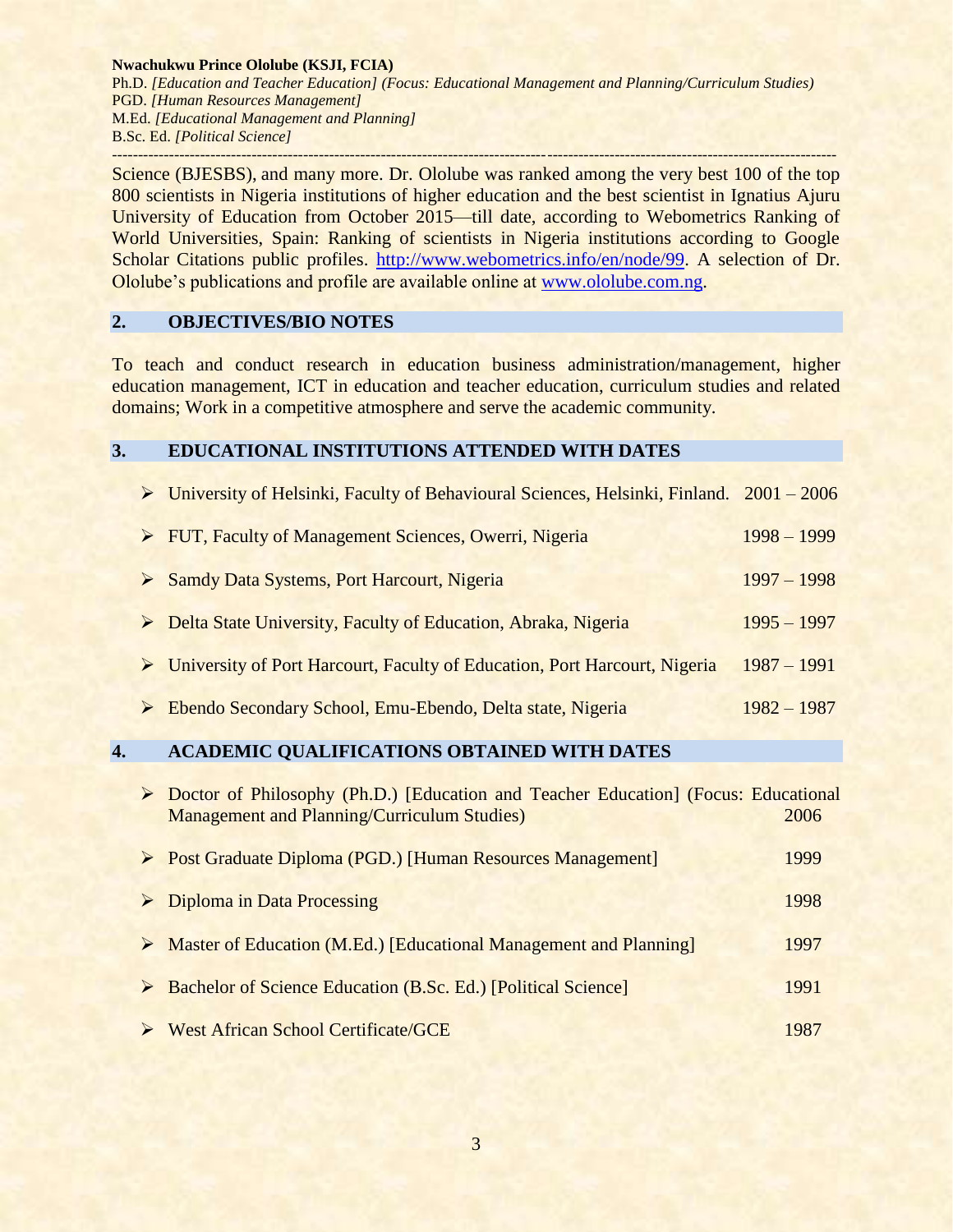Science (BJESBS), and many more. Dr. Ololube was ranked among the very best 100 of the top 800 scientists in Nigeria institutions of higher education and the best scientist in Ignatius Ajuru University of Education from October 2015—till date, according to Webometrics Ranking of World Universities, Spain: Ranking of scientists in Nigeria institutions according to Google Scholar Citations public profiles. http://www.webometrics.info/en/node/99. A selection of Dr. Ololube's publications and profile are available online at www.ololube.com.ng.

## 2. OBJECTIVES/BIO NOTES

To teach and conduct research in education business administration/management, higher education management, ICT in education and teacher education, curriculum studies and related domains; Work in a competitive atmosphere and serve the academic community.

## 3. EDUCATIONAL INSTITUTIONS ATTENDED WITH DATES

- University of Helsinki, Faculty of Behavioural Sciences, Helsinki, Finland. 2001 – 2006
- FUT, Faculty of Management Sciences, Owerri, Nigeria 1998 – 1999
- Samdy Data Systems, Port Harcourt, Nigeria 1997 – 1998
- Delta State University, Faculty of Education, Abraka, Nigeria 1995 – 1997
- University of Port Harcourt, Faculty of Education, Port Harcourt, Nigeria 1987 – 1991
- Ebendo Secondary School, Emu-Ebendo, Delta state, Nigeria 1982 – 1987

## 4. ACADEMIC QUALIFICATIONS OBTAINED WITH DATES

- Doctor of Philosophy (Ph.D.) [Education and Teacher Education] (Focus: Educational Management and Planning/Curriculum Studies) 2006
- Post Graduate Diploma (PGD.) [Human Resources Management] 1999
- Diploma in Data Processing 1998
- Master of Education (M.Ed.) [Educational Management and Planning] 1997
- Bachelor of Science Education (B.Sc. Ed.) [Political Science] 1991
- West African School Certificate/GCE 1987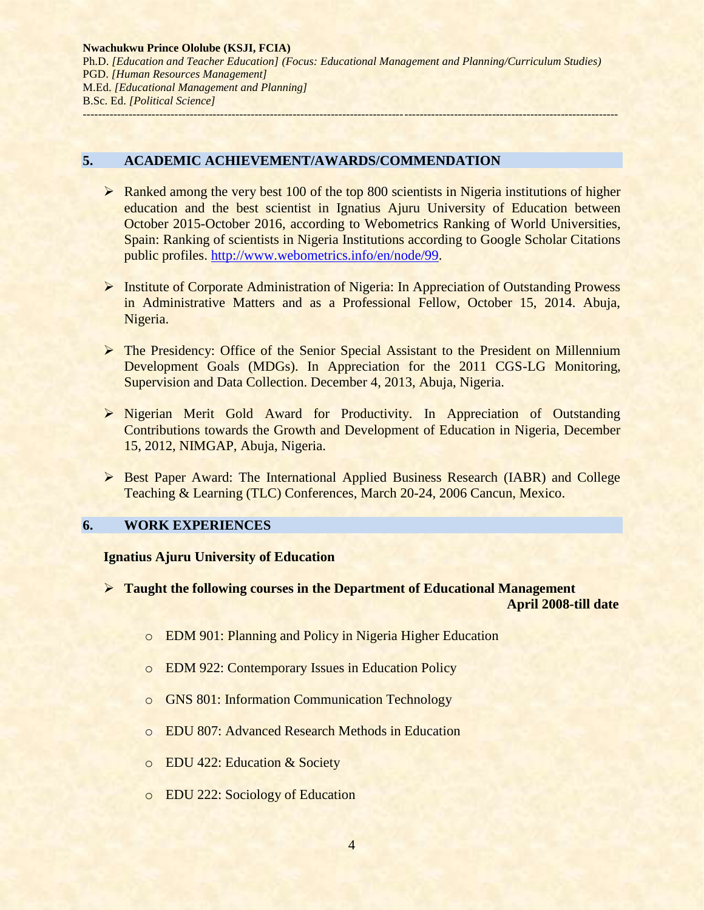## 5. ACADEMIC ACHIEVEMENT/AWARDS/COMMENDATION

- Ranked among the very best 100 of the top 800 scientists in Nigeria institutions of higher education and the best scientist in Ignatius Ajuru University of Education between October 2015-October 2016, according to Webometrics Ranking of World Universities, Spain: Ranking of scientists in Nigeria Institutions according to Google Scholar Citations public profiles. http://www.webometrics.info/en/node/99.

- Institute of Corporate Administration of Nigeria: In Appreciation of Outstanding Prowess in Administrative Matters and as a Professional Fellow, October 15, 2014. Abuja, Nigeria.

- The Presidency: Office of the Senior Special Assistant to the President on Millennium Development Goals (MDGs). In Appreciation for the 2011 CGS-LG Monitoring, Supervision and Data Collection. December 4, 2013, Abuja, Nigeria.

- Nigerian Merit Gold Award for Productivity. In Appreciation of Outstanding Contributions towards the Growth and Development of Education in Nigeria, December 15, 2012, NIMGAP, Abuja, Nigeria.

- Best Paper Award: The International Applied Business Research (IABR) and College Teaching & Learning (TLC) Conferences, March 20-24, 2006 Cancun, Mexico.

## 6. WORK EXPERIENCES

**Ignatius Ajuru University of Education**

- **Taught the following courses in the Department of Educational Management** **April 2008-till date**
  - EDM 901: Planning and Policy in Nigeria Higher Education
  - EDM 922: Contemporary Issues in Education Policy
  - GNS 801: Information Communication Technology
  - EDU 807: Advanced Research Methods in Education
  - EDU 422: Education & Society
  - EDU 222: Sociology of Education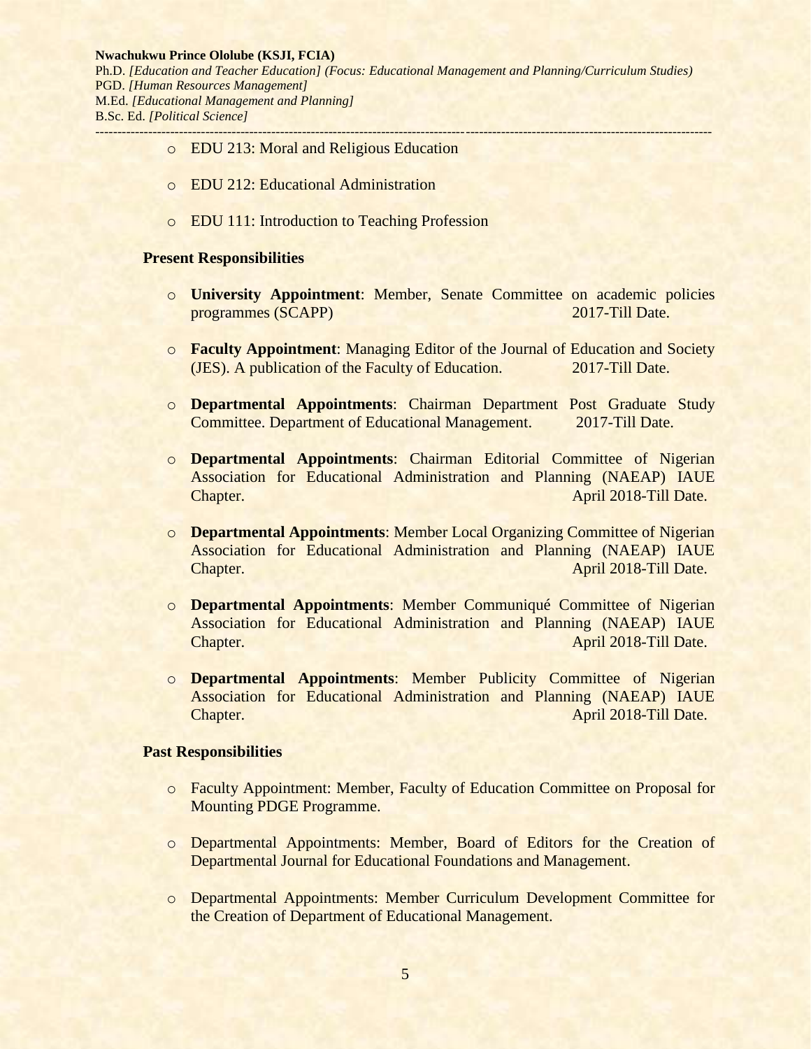- EDU 213: Moral and Religious Education
- EDU 212: Educational Administration
- EDU 111: Introduction to Teaching Profession

**Present Responsibilities**

- **University Appointment**: Member, Senate Committee on academic policies programmes (SCAPP) 2017-Till Date.
- **Faculty Appointment**: Managing Editor of the Journal of Education and Society (JES). A publication of the Faculty of Education. 2017-Till Date.
- **Departmental Appointments**: Chairman Department Post Graduate Study Committee. Department of Educational Management. 2017-Till Date.
- **Departmental Appointments**: Chairman Editorial Committee of Nigerian Association for Educational Administration and Planning (NAEAP) IAUE Chapter. April 2018-Till Date.
- **Departmental Appointments**: Member Local Organizing Committee of Nigerian Association for Educational Administration and Planning (NAEAP) IAUE Chapter. April 2018-Till Date.
- **Departmental Appointments**: Member Communiqué Committee of Nigerian Association for Educational Administration and Planning (NAEAP) IAUE Chapter. April 2018-Till Date.
- **Departmental Appointments**: Member Publicity Committee of Nigerian Association for Educational Administration and Planning (NAEAP) IAUE Chapter. April 2018-Till Date.

**Past Responsibilities**

- Faculty Appointment: Member, Faculty of Education Committee on Proposal for Mounting PDGE Programme.
- Departmental Appointments: Member, Board of Editors for the Creation of Departmental Journal for Educational Foundations and Management.
- Departmental Appointments: Member Curriculum Development Committee for the Creation of Department of Educational Management.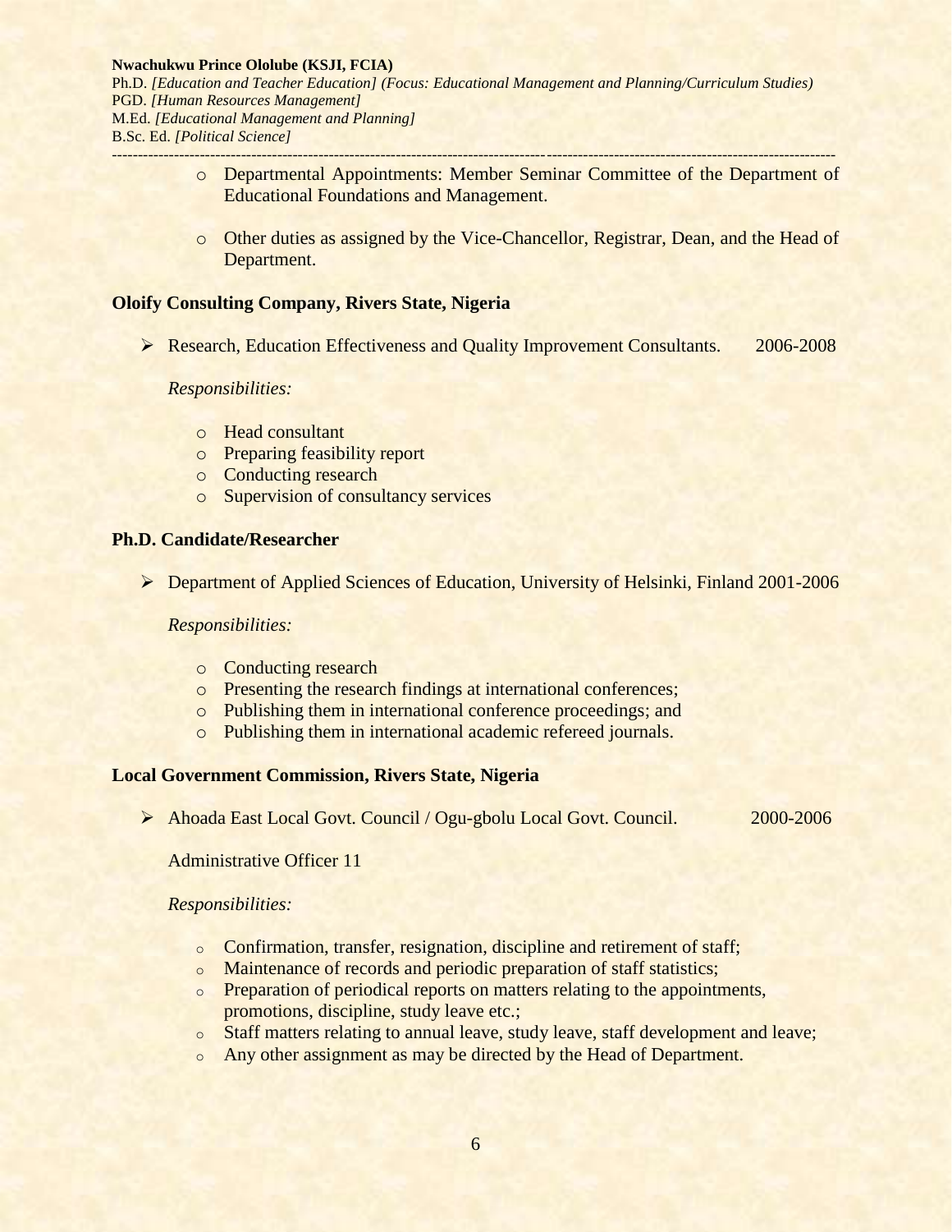- Departmental Appointments: Member Seminar Committee of the Department of Educational Foundations and Management.

- Other duties as assigned by the Vice-Chancellor, Registrar, Dean, and the Head of Department.

**Oloify Consulting Company, Rivers State, Nigeria**

- Research, Education Effectiveness and Quality Improvement Consultants. 2006-2008

  *Responsibilities:*

  - Head consultant
  - Preparing feasibility report
  - Conducting research
  - Supervision of consultancy services

**Ph.D. Candidate/Researcher**

- Department of Applied Sciences of Education, University of Helsinki, Finland 2001-2006

  *Responsibilities:*

  - Conducting research
  - Presenting the research findings at international conferences;
  - Publishing them in international conference proceedings; and
  - Publishing them in international academic refereed journals.

**Local Government Commission, Rivers State, Nigeria**

- Ahoada East Local Govt. Council / Ogu-gbolu Local Govt. Council. 2000-2006

  Administrative Officer 11

  *Responsibilities:*

  - Confirmation, transfer, resignation, discipline and retirement of staff;
  - Maintenance of records and periodic preparation of staff statistics;
  - Preparation of periodical reports on matters relating to the appointments, promotions, discipline, study leave etc.;
  - Staff matters relating to annual leave, study leave, staff development and leave;
  - Any other assignment as may be directed by the Head of Department.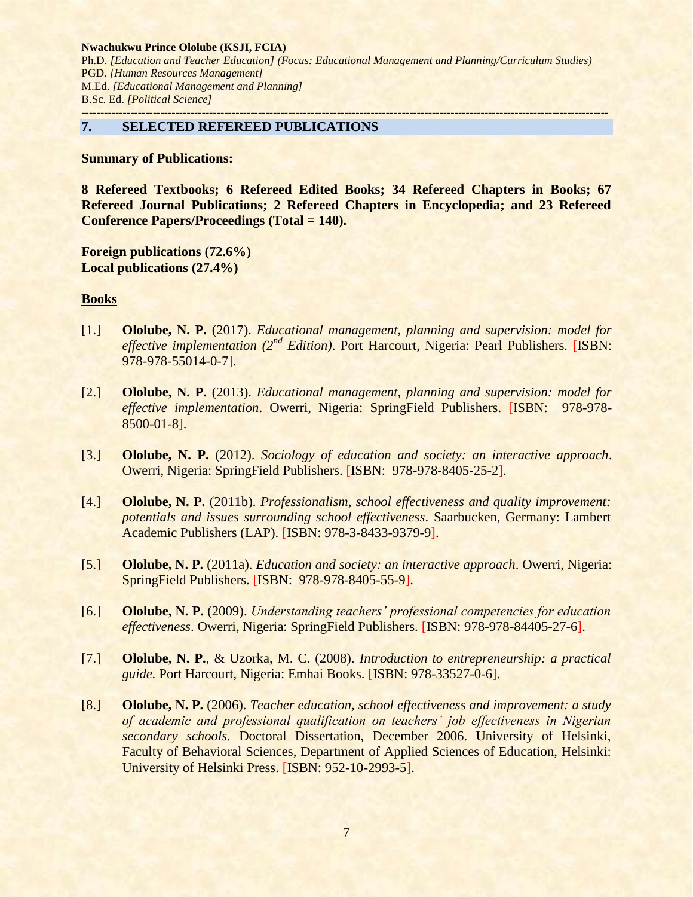## 7. SELECTED REFEREED PUBLICATIONS

**Summary of Publications:**

**8 Refereed Textbooks; 6 Refereed Edited Books; 34 Refereed Chapters in Books; 67 Refereed Journal Publications; 2 Refereed Chapters in Encyclopedia; and 23 Refereed Conference Papers/Proceedings (Total = 140).**

**Foreign publications (72.6%)**
**Local publications (27.4%)**

### Books

[1.] **Ololube, N. P.** (2017). *Educational management, planning and supervision: model for effective implementation (2nd Edition)*. Port Harcourt, Nigeria: Pearl Publishers. [ISBN: 978-978-55014-0-7].

[2.] **Ololube, N. P.** (2013). *Educational management, planning and supervision: model for effective implementation*. Owerri, Nigeria: SpringField Publishers. [ISBN: 978-978-8500-01-8].

[3.] **Ololube, N. P.** (2012). *Sociology of education and society: an interactive approach*. Owerri, Nigeria: SpringField Publishers. [ISBN: 978-978-8405-25-2].

[4.] **Ololube, N. P.** (2011b). *Professionalism, school effectiveness and quality improvement: potentials and issues surrounding school effectiveness*. Saarbucken, Germany: Lambert Academic Publishers (LAP). [ISBN: 978-3-8433-9379-9].

[5.] **Ololube, N. P.** (2011a). *Education and society: an interactive approach*. Owerri, Nigeria: SpringField Publishers. [ISBN: 978-978-8405-55-9].

[6.] **Ololube, N. P.** (2009). *Understanding teachers' professional competencies for education effectiveness*. Owerri, Nigeria: SpringField Publishers. [ISBN: 978-978-84405-27-6].

[7.] **Ololube, N. P.**, & Uzorka, M. C. (2008). *Introduction to entrepreneurship: a practical guide.* Port Harcourt, Nigeria: Emhai Books. [ISBN: 978-33527-0-6].

[8.] **Ololube, N. P.** (2006). *Teacher education, school effectiveness and improvement: a study of academic and professional qualification on teachers' job effectiveness in Nigerian secondary schools.* Doctoral Dissertation, December 2006. University of Helsinki, Faculty of Behavioral Sciences, Department of Applied Sciences of Education, Helsinki: University of Helsinki Press. [ISBN: 952-10-2993-5].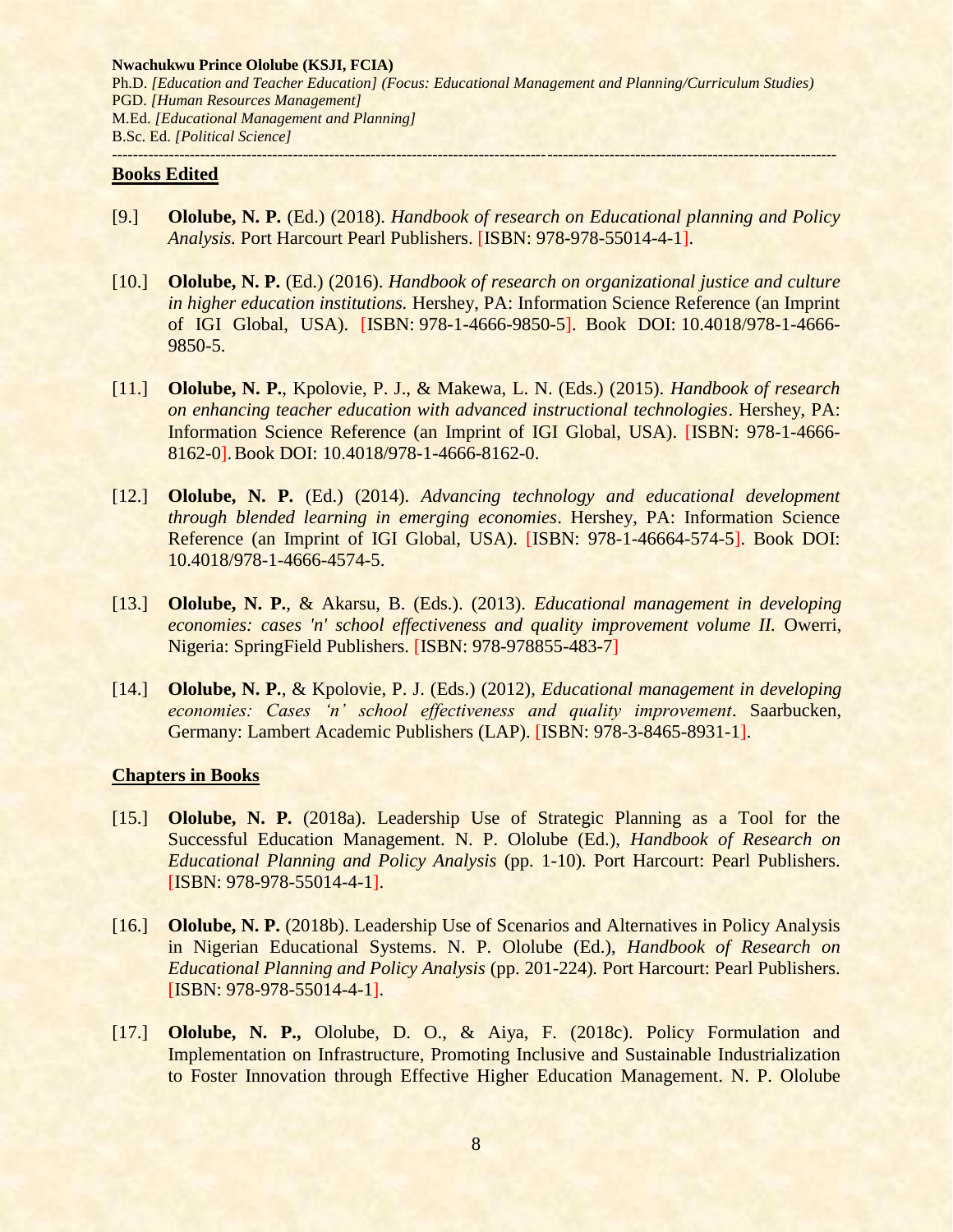## Books Edited

[9.] **Ololube, N. P.** (Ed.) (2018). *Handbook of research on Educational planning and Policy Analysis.* Port Harcourt Pearl Publishers. [ISBN: 978-978-55014-4-1].

[10.] **Ololube, N. P.** (Ed.) (2016). *Handbook of research on organizational justice and culture in higher education institutions.* Hershey, PA: Information Science Reference (an Imprint of IGI Global, USA). [ISBN: 978-1-4666-9850-5]. Book DOI: 10.4018/978-1-4666-9850-5.

[11.] **Ololube, N. P.**, Kpolovie, P. J., & Makewa, L. N. (Eds.) (2015). *Handbook of research on enhancing teacher education with advanced instructional technologies*. Hershey, PA: Information Science Reference (an Imprint of IGI Global, USA). [ISBN: 978-1-4666-8162-0]. Book DOI: 10.4018/978-1-4666-8162-0.

[12.] **Ololube, N. P.** (Ed.) (2014). *Advancing technology and educational development through blended learning in emerging economies*. Hershey, PA: Information Science Reference (an Imprint of IGI Global, USA). [ISBN: 978-1-46664-574-5]. Book DOI: 10.4018/978-1-4666-4574-5.

[13.] **Ololube, N. P.**, & Akarsu, B. (Eds.). (2013). *Educational management in developing economies: cases 'n' school effectiveness and quality improvement volume II.* Owerri, Nigeria: SpringField Publishers. [ISBN: 978-978855-483-7]

[14.] **Ololube, N. P.**, & Kpolovie, P. J. (Eds.) (2012), *Educational management in developing economies: Cases 'n' school effectiveness and quality improvement*. Saarbucken, Germany: Lambert Academic Publishers (LAP). [ISBN: 978-3-8465-8931-1].

## Chapters in Books

[15.] **Ololube, N. P.** (2018a). Leadership Use of Strategic Planning as a Tool for the Successful Education Management. N. P. Ololube (Ed.), *Handbook of Research on Educational Planning and Policy Analysis* (pp. 1-10). Port Harcourt: Pearl Publishers. [ISBN: 978-978-55014-4-1].

[16.] **Ololube, N. P.** (2018b). Leadership Use of Scenarios and Alternatives in Policy Analysis in Nigerian Educational Systems. N. P. Ololube (Ed.), *Handbook of Research on Educational Planning and Policy Analysis* (pp. 201-224). Port Harcourt: Pearl Publishers. [ISBN: 978-978-55014-4-1].

[17.] **Ololube, N. P.,** Ololube, D. O., & Aiya, F. (2018c). Policy Formulation and Implementation on Infrastructure, Promoting Inclusive and Sustainable Industrialization to Foster Innovation through Effective Higher Education Management. N. P. Ololube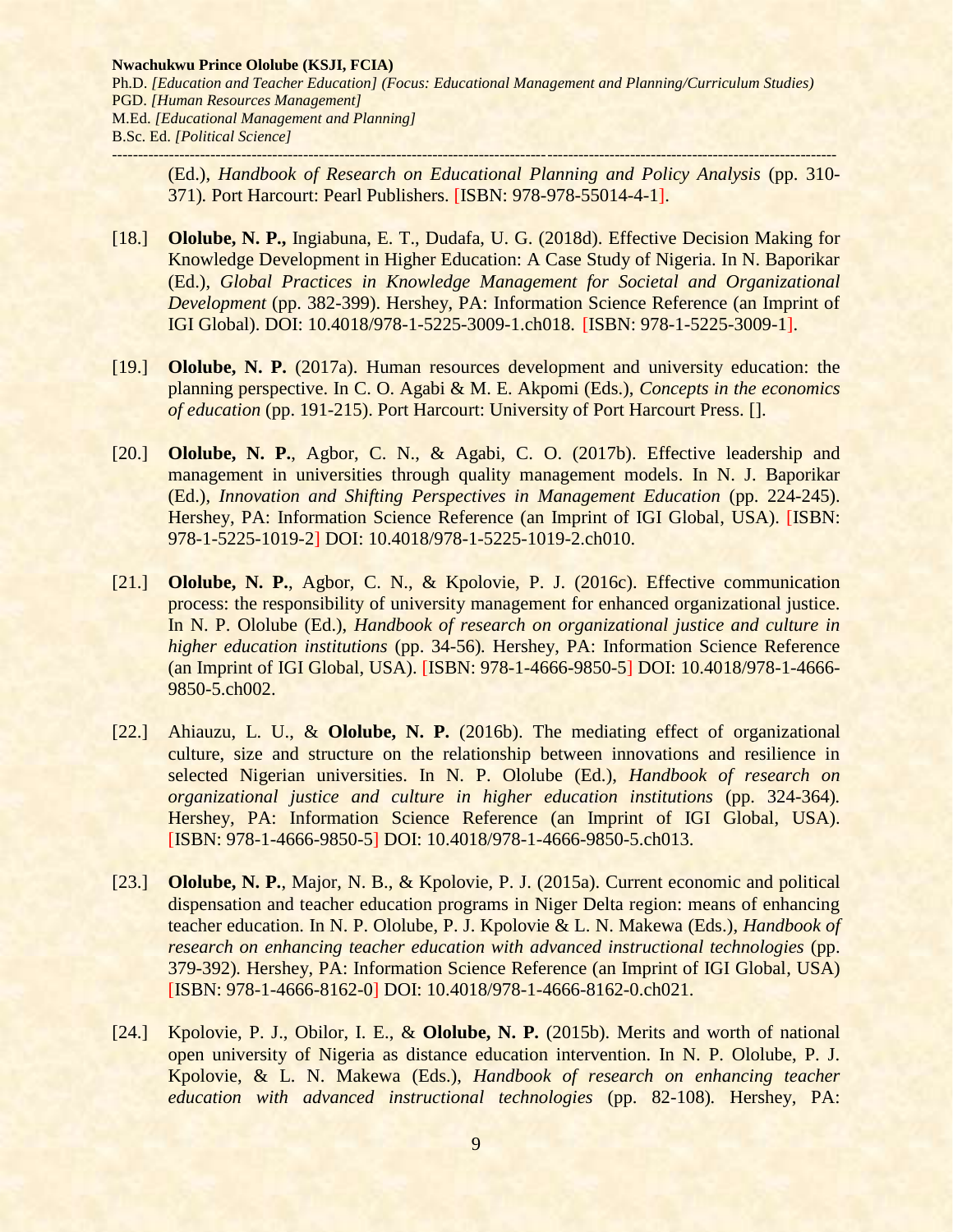(Ed.), *Handbook of Research on Educational Planning and Policy Analysis* (pp. 310-371). Port Harcourt: Pearl Publishers. [ISBN: 978-978-55014-4-1].

[18.] **Ololube, N. P.,** Ingiabuna, E. T., Dudafa, U. G. (2018d). Effective Decision Making for Knowledge Development in Higher Education: A Case Study of Nigeria. In N. Baporikar (Ed.), *Global Practices in Knowledge Management for Societal and Organizational Development* (pp. 382-399). Hershey, PA: Information Science Reference (an Imprint of IGI Global). DOI: 10.4018/978-1-5225-3009-1.ch018. [ISBN: 978-1-5225-3009-1].

[19.] **Ololube, N. P.** (2017a). Human resources development and university education: the planning perspective. In C. O. Agabi & M. E. Akpomi (Eds.), *Concepts in the economics of education* (pp. 191-215). Port Harcourt: University of Port Harcourt Press. [].

[20.] **Ololube, N. P.**, Agbor, C. N., & Agabi, C. O. (2017b). Effective leadership and management in universities through quality management models. In N. J. Baporikar (Ed.), *Innovation and Shifting Perspectives in Management Education* (pp. 224-245). Hershey, PA: Information Science Reference (an Imprint of IGI Global, USA). [ISBN: 978-1-5225-1019-2] DOI: 10.4018/978-1-5225-1019-2.ch010.

[21.] **Ololube, N. P.**, Agbor, C. N., & Kpolovie, P. J. (2016c). Effective communication process: the responsibility of university management for enhanced organizational justice. In N. P. Ololube (Ed.), *Handbook of research on organizational justice and culture in higher education institutions* (pp. 34-56). Hershey, PA: Information Science Reference (an Imprint of IGI Global, USA). [ISBN: 978-1-4666-9850-5] DOI: 10.4018/978-1-4666-9850-5.ch002.

[22.] Ahiauzu, L. U., & **Ololube, N. P.** (2016b). The mediating effect of organizational culture, size and structure on the relationship between innovations and resilience in selected Nigerian universities. In N. P. Ololube (Ed.), *Handbook of research on organizational justice and culture in higher education institutions* (pp. 324-364). Hershey, PA: Information Science Reference (an Imprint of IGI Global, USA). [ISBN: 978-1-4666-9850-5] DOI: 10.4018/978-1-4666-9850-5.ch013.

[23.] **Ololube, N. P.**, Major, N. B., & Kpolovie, P. J. (2015a). Current economic and political dispensation and teacher education programs in Niger Delta region: means of enhancing teacher education. In N. P. Ololube, P. J. Kpolovie & L. N. Makewa (Eds.), *Handbook of research on enhancing teacher education with advanced instructional technologies* (pp. 379-392). Hershey, PA: Information Science Reference (an Imprint of IGI Global, USA) [ISBN: 978-1-4666-8162-0] DOI: 10.4018/978-1-4666-8162-0.ch021.

[24.] Kpolovie, P. J., Obilor, I. E., & **Ololube, N. P.** (2015b). Merits and worth of national open university of Nigeria as distance education intervention. In N. P. Ololube, P. J. Kpolovie, & L. N. Makewa (Eds.), *Handbook of research on enhancing teacher education with advanced instructional technologies* (pp. 82-108). Hershey, PA: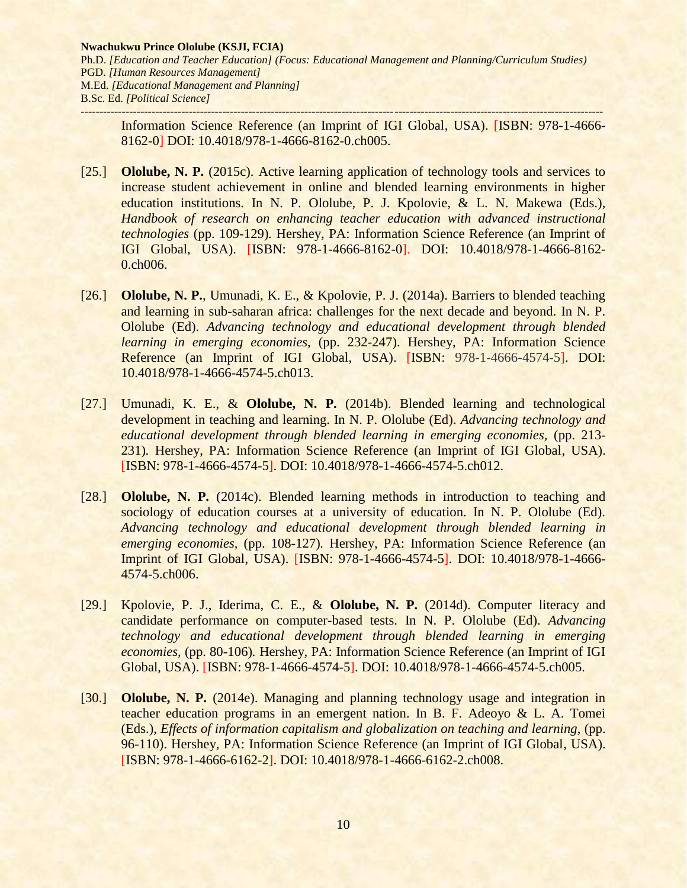Information Science Reference (an Imprint of IGI Global, USA). [ISBN: 978-1-4666-8162-0] DOI: 10.4018/978-1-4666-8162-0.ch005.

[25.] **Ololube, N. P.** (2015c). Active learning application of technology tools and services to increase student achievement in online and blended learning environments in higher education institutions. In N. P. Ololube, P. J. Kpolovie, & L. N. Makewa (Eds.), *Handbook of research on enhancing teacher education with advanced instructional technologies* (pp. 109-129). Hershey, PA: Information Science Reference (an Imprint of IGI Global, USA). [ISBN: 978-1-4666-8162-0]. DOI: 10.4018/978-1-4666-8162-0.ch006.

[26.] **Ololube, N. P.**, Umunadi, K. E., & Kpolovie, P. J. (2014a). Barriers to blended teaching and learning in sub-saharan africa: challenges for the next decade and beyond. In N. P. Ololube (Ed). *Advancing technology and educational development through blended learning in emerging economies,* (pp. 232-247). Hershey, PA: Information Science Reference (an Imprint of IGI Global, USA). [ISBN: 978-1-4666-4574-5]. DOI: 10.4018/978-1-4666-4574-5.ch013.

[27.] Umunadi, K. E., & **Ololube, N. P.** (2014b). Blended learning and technological development in teaching and learning. In N. P. Ololube (Ed). *Advancing technology and educational development through blended learning in emerging economies,* (pp. 213-231). Hershey, PA: Information Science Reference (an Imprint of IGI Global, USA). [ISBN: 978-1-4666-4574-5]. DOI: 10.4018/978-1-4666-4574-5.ch012.

[28.] **Ololube, N. P.** (2014c). Blended learning methods in introduction to teaching and sociology of education courses at a university of education. In N. P. Ololube (Ed). *Advancing technology and educational development through blended learning in emerging economies,* (pp. 108-127). Hershey, PA: Information Science Reference (an Imprint of IGI Global, USA). [ISBN: 978-1-4666-4574-5]. DOI: 10.4018/978-1-4666-4574-5.ch006.

[29.] Kpolovie, P. J., Iderima, C. E., & **Ololube, N. P.** (2014d). Computer literacy and candidate performance on computer-based tests. In N. P. Ololube (Ed). *Advancing technology and educational development through blended learning in emerging economies,* (pp. 80-106). Hershey, PA: Information Science Reference (an Imprint of IGI Global, USA). [ISBN: 978-1-4666-4574-5]. DOI: 10.4018/978-1-4666-4574-5.ch005.

[30.] **Ololube, N. P.** (2014e). Managing and planning technology usage and integration in teacher education programs in an emergent nation. In B. F. Adeoyo & L. A. Tomei (Eds.), *Effects of information capitalism and globalization on teaching and learning,* (pp. 96-110). Hershey, PA: Information Science Reference (an Imprint of IGI Global, USA). [ISBN: 978-1-4666-6162-2]. DOI: 10.4018/978-1-4666-6162-2.ch008.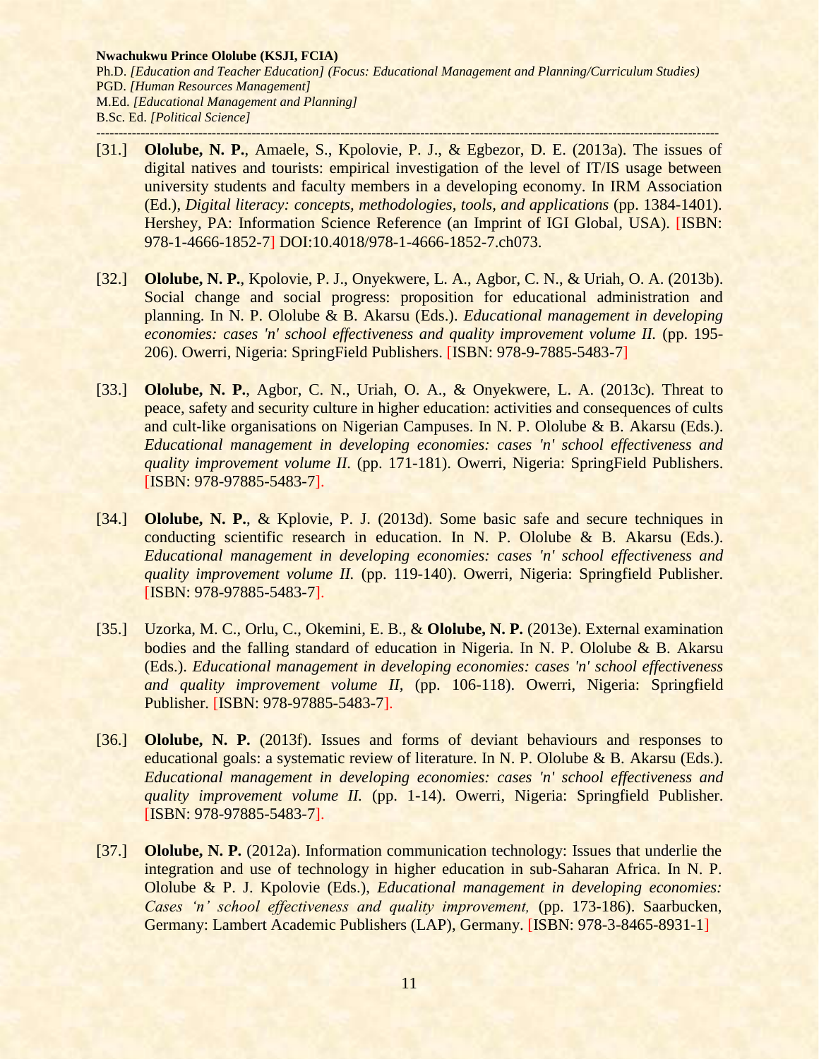[31.] **Ololube, N. P.**, Amaele, S., Kpolovie, P. J., & Egbezor, D. E. (2013a). The issues of digital natives and tourists: empirical investigation of the level of IT/IS usage between university students and faculty members in a developing economy. In IRM Association (Ed.), *Digital literacy: concepts, methodologies, tools, and applications* (pp. 1384-1401). Hershey, PA: Information Science Reference (an Imprint of IGI Global, USA). [ISBN: 978-1-4666-1852-7] DOI:10.4018/978-1-4666-1852-7.ch073.

[32.] **Ololube, N. P.**, Kpolovie, P. J., Onyekwere, L. A., Agbor, C. N., & Uriah, O. A. (2013b). Social change and social progress: proposition for educational administration and planning. In N. P. Ololube & B. Akarsu (Eds.). *Educational management in developing economies: cases 'n' school effectiveness and quality improvement volume II.* (pp. 195-206). Owerri, Nigeria: SpringField Publishers. [ISBN: 978-9-7885-5483-7]

[33.] **Ololube, N. P.**, Agbor, C. N., Uriah, O. A., & Onyekwere, L. A. (2013c). Threat to peace, safety and security culture in higher education: activities and consequences of cults and cult-like organisations on Nigerian Campuses. In N. P. Ololube & B. Akarsu (Eds.). *Educational management in developing economies: cases 'n' school effectiveness and quality improvement volume II.* (pp. 171-181). Owerri, Nigeria: SpringField Publishers. [ISBN: 978-97885-5483-7].

[34.] **Ololube, N. P.**, & Kplovie, P. J. (2013d). Some basic safe and secure techniques in conducting scientific research in education. In N. P. Ololube & B. Akarsu (Eds.). *Educational management in developing economies: cases 'n' school effectiveness and quality improvement volume II.* (pp. 119-140). Owerri, Nigeria: Springfield Publisher. [ISBN: 978-97885-5483-7].

[35.] Uzorka, M. C., Orlu, C., Okemini, E. B., & **Ololube, N. P.** (2013e). External examination bodies and the falling standard of education in Nigeria. In N. P. Ololube & B. Akarsu (Eds.). *Educational management in developing economies: cases 'n' school effectiveness and quality improvement volume II,* (pp. 106-118). Owerri, Nigeria: Springfield Publisher. [ISBN: 978-97885-5483-7].

[36.] **Ololube, N. P.** (2013f). Issues and forms of deviant behaviours and responses to educational goals: a systematic review of literature. In N. P. Ololube & B. Akarsu (Eds.). *Educational management in developing economies: cases 'n' school effectiveness and quality improvement volume II.* (pp. 1-14). Owerri, Nigeria: Springfield Publisher. [ISBN: 978-97885-5483-7].

[37.] **Ololube, N. P.** (2012a). Information communication technology: Issues that underlie the integration and use of technology in higher education in sub-Saharan Africa. In N. P. Ololube & P. J. Kpolovie (Eds.), *Educational management in developing economies: Cases 'n' school effectiveness and quality improvement,* (pp. 173-186). Saarbucken, Germany: Lambert Academic Publishers (LAP), Germany. [ISBN: 978-3-8465-8931-1]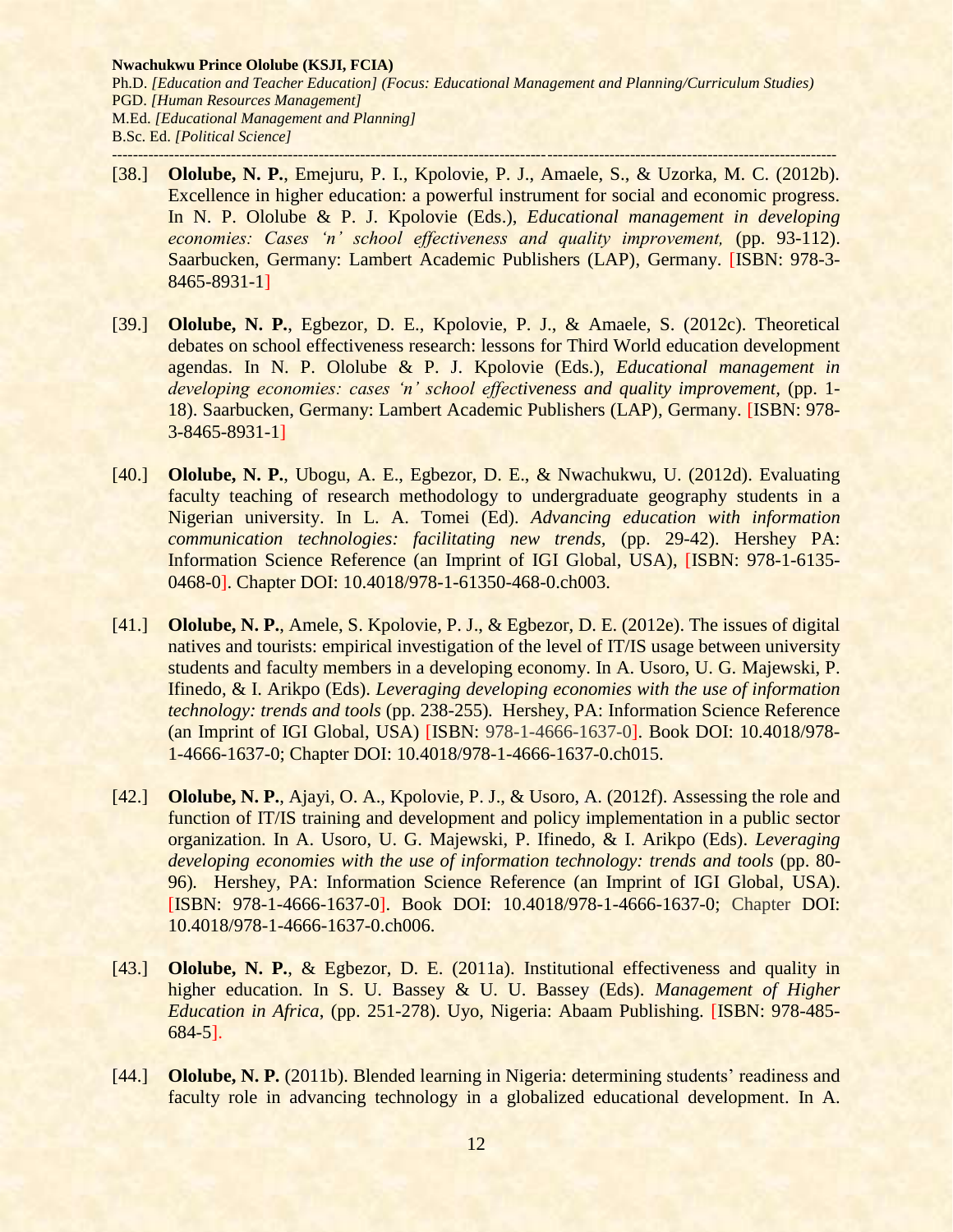[38.] **Ololube, N. P.**, Emejuru, P. I., Kpolovie, P. J., Amaele, S., & Uzorka, M. C. (2012b). Excellence in higher education: a powerful instrument for social and economic progress. In N. P. Ololube & P. J. Kpolovie (Eds.), *Educational management in developing economies: Cases 'n' school effectiveness and quality improvement,* (pp. 93-112). Saarbucken, Germany: Lambert Academic Publishers (LAP), Germany. [ISBN: 978-3-8465-8931-1]

[39.] **Ololube, N. P.**, Egbezor, D. E., Kpolovie, P. J., & Amaele, S. (2012c). Theoretical debates on school effectiveness research: lessons for Third World education development agendas. In N. P. Ololube & P. J. Kpolovie (Eds.), *Educational management in developing economies: cases 'n' school effectiveness and quality improvement,* (pp. 1-18). Saarbucken, Germany: Lambert Academic Publishers (LAP), Germany. [ISBN: 978-3-8465-8931-1]

[40.] **Ololube, N. P.**, Ubogu, A. E., Egbezor, D. E., & Nwachukwu, U. (2012d). Evaluating faculty teaching of research methodology to undergraduate geography students in a Nigerian university. In L. A. Tomei (Ed). *Advancing education with information communication technologies: facilitating new trends,* (pp. 29-42). Hershey PA: Information Science Reference (an Imprint of IGI Global, USA), [ISBN: 978-1-6135-0468-0]. Chapter DOI: 10.4018/978-1-61350-468-0.ch003.

[41.] **Ololube, N. P.**, Amele, S. Kpolovie, P. J., & Egbezor, D. E. (2012e). The issues of digital natives and tourists: empirical investigation of the level of IT/IS usage between university students and faculty members in a developing economy. In A. Usoro, U. G. Majewski, P. Ifinedo, & I. Arikpo (Eds). *Leveraging developing economies with the use of information technology: trends and tools* (pp. 238-255). Hershey, PA: Information Science Reference (an Imprint of IGI Global, USA) [ISBN: 978-1-4666-1637-0]. Book DOI: 10.4018/978-1-4666-1637-0; Chapter DOI: 10.4018/978-1-4666-1637-0.ch015.

[42.] **Ololube, N. P.**, Ajayi, O. A., Kpolovie, P. J., & Usoro, A. (2012f). Assessing the role and function of IT/IS training and development and policy implementation in a public sector organization. In A. Usoro, U. G. Majewski, P. Ifinedo, & I. Arikpo (Eds). *Leveraging developing economies with the use of information technology: trends and tools* (pp. 80-96). Hershey, PA: Information Science Reference (an Imprint of IGI Global, USA). [ISBN: 978-1-4666-1637-0]. Book DOI: 10.4018/978-1-4666-1637-0; Chapter DOI: 10.4018/978-1-4666-1637-0.ch006.

[43.] **Ololube, N. P.**, & Egbezor, D. E. (2011a). Institutional effectiveness and quality in higher education. In S. U. Bassey & U. U. Bassey (Eds). *Management of Higher Education in Africa,* (pp. 251-278). Uyo, Nigeria: Abaam Publishing. [ISBN: 978-485-684-5].

[44.] **Ololube, N. P.** (2011b). Blended learning in Nigeria: determining students' readiness and faculty role in advancing technology in a globalized educational development. In A.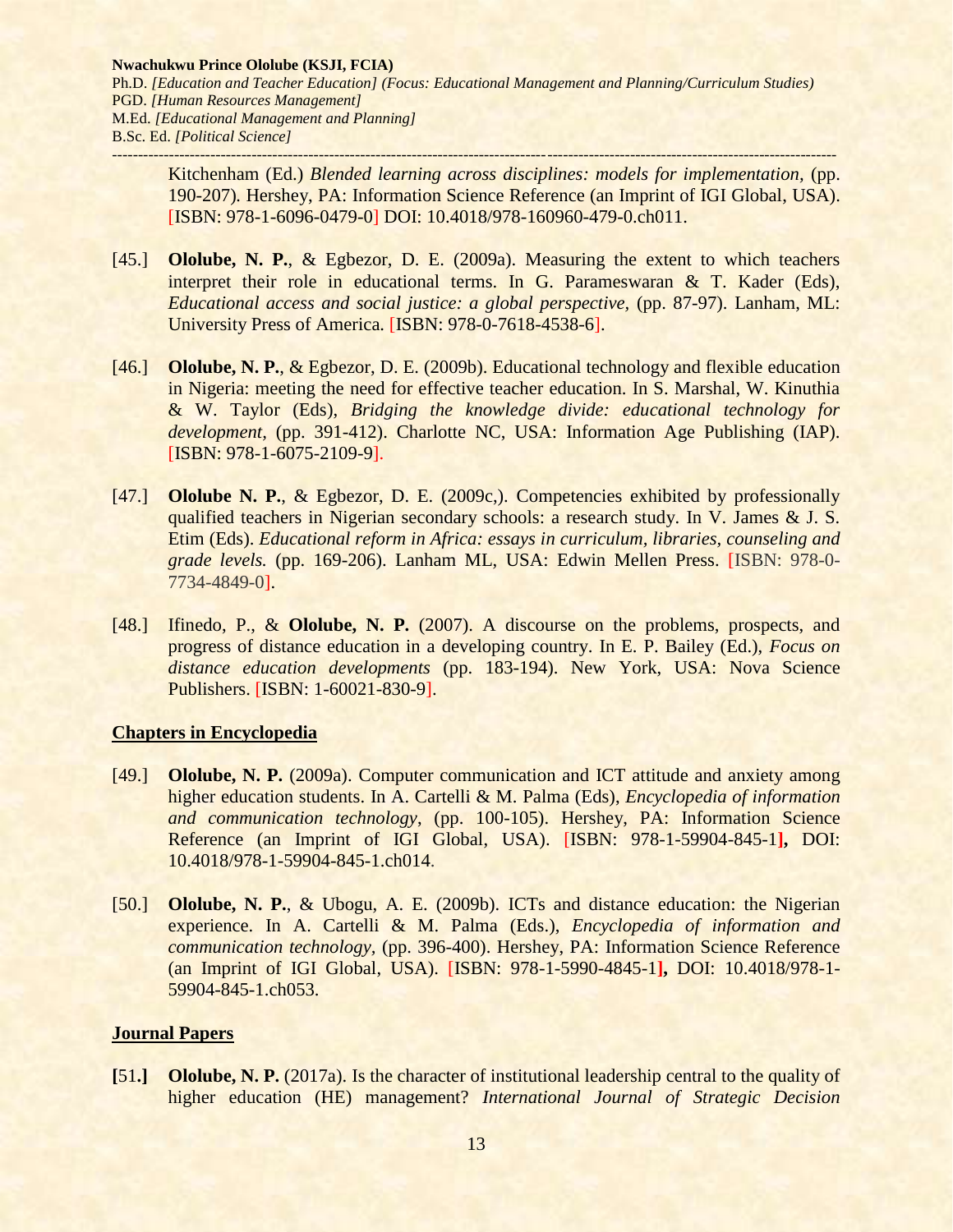Kitchenham (Ed.) *Blended learning across disciplines: models for implementation*, (pp. 190-207). Hershey, PA: Information Science Reference (an Imprint of IGI Global, USA). [ISBN: 978-1-6096-0479-0] DOI: 10.4018/978-160960-479-0.ch011.

[45.] **Ololube, N. P.**, & Egbezor, D. E. (2009a). Measuring the extent to which teachers interpret their role in educational terms. In G. Parameswaran & T. Kader (Eds), *Educational access and social justice: a global perspective*, (pp. 87-97). Lanham, ML: University Press of America. [ISBN: 978-0-7618-4538-6].

[46.] **Ololube, N. P.**, & Egbezor, D. E. (2009b). Educational technology and flexible education in Nigeria: meeting the need for effective teacher education. In S. Marshal, W. Kinuthia & W. Taylor (Eds), *Bridging the knowledge divide: educational technology for development*, (pp. 391-412). Charlotte NC, USA: Information Age Publishing (IAP). [ISBN: 978-1-6075-2109-9].

[47.] **Ololube N. P.**, & Egbezor, D. E. (2009c,). Competencies exhibited by professionally qualified teachers in Nigerian secondary schools: a research study. In V. James & J. S. Etim (Eds). *Educational reform in Africa: essays in curriculum, libraries, counseling and grade levels.* (pp. 169-206). Lanham ML, USA: Edwin Mellen Press. [ISBN: 978-0-7734-4849-0].

[48.] Ifinedo, P., & **Ololube, N. P.** (2007). A discourse on the problems, prospects, and progress of distance education in a developing country. In E. P. Bailey (Ed.), *Focus on distance education developments* (pp. 183-194). New York, USA: Nova Science Publishers. [ISBN: 1-60021-830-9].

## Chapters in Encyclopedia

[49.] **Ololube, N. P.** (2009a). Computer communication and ICT attitude and anxiety among higher education students. In A. Cartelli & M. Palma (Eds), *Encyclopedia of information and communication technology*, (pp. 100-105). Hershey, PA: Information Science Reference (an Imprint of IGI Global, USA). [ISBN: 978-1-59904-845-1**],** DOI: 10.4018/978-1-59904-845-1.ch014.

[50.] **Ololube, N. P.**, & Ubogu, A. E. (2009b). ICTs and distance education: the Nigerian experience. In A. Cartelli & M. Palma (Eds.), *Encyclopedia of information and communication technology*, (pp. 396-400). Hershey, PA: Information Science Reference (an Imprint of IGI Global, USA). [ISBN: 978-1-5990-4845-1**],** DOI: 10.4018/978-1-59904-845-1.ch053.

## Journal Papers

**[**51**.]** **Ololube, N. P.** (2017a). Is the character of institutional leadership central to the quality of higher education (HE) management? *International Journal of Strategic Decision*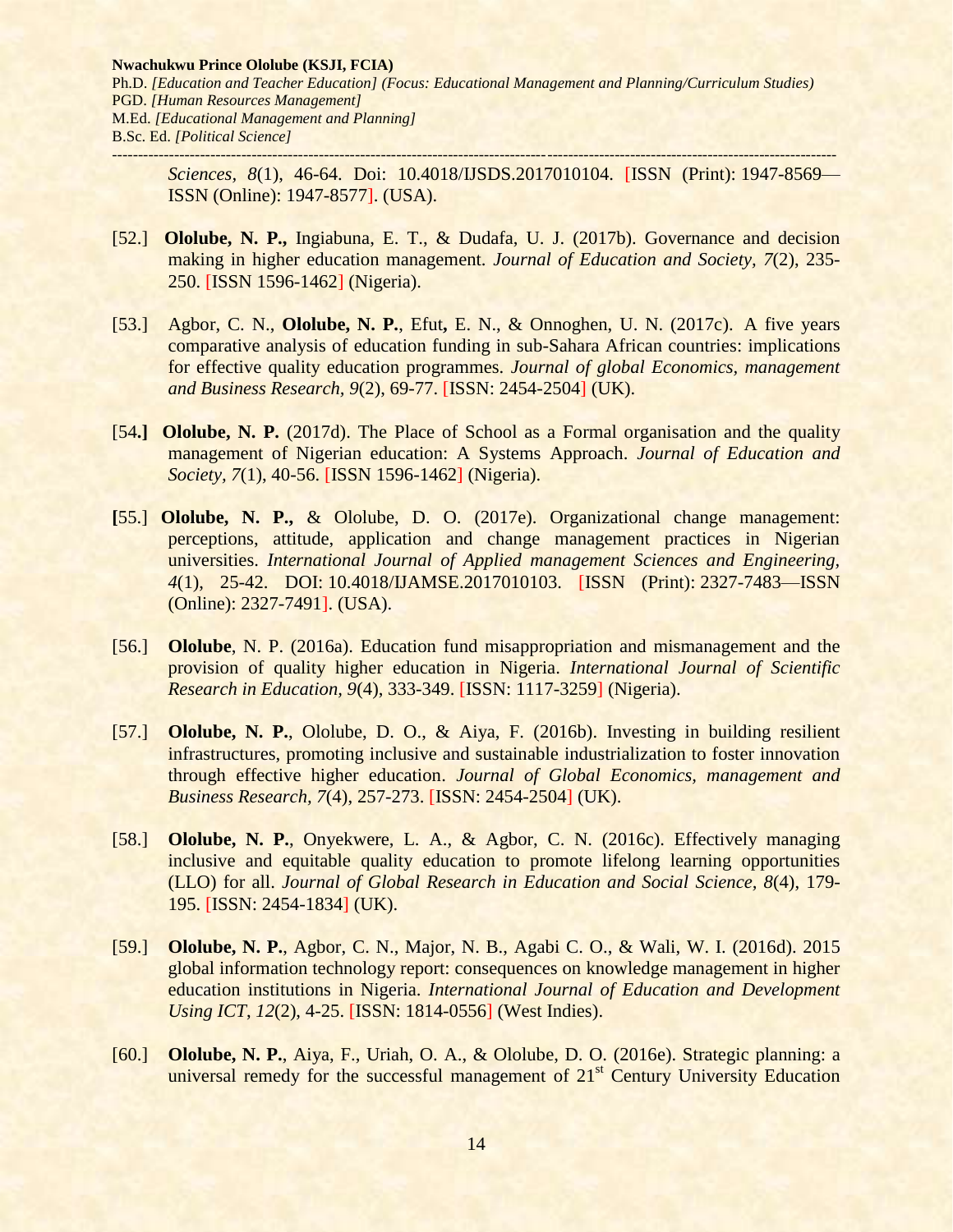*Sciences, 8*(1), 46-64. Doi: 10.4018/IJSDS.2017010104. [ISSN (Print): 1947-8569—ISSN (Online): 1947-8577]. (USA).

[52.] **Ololube, N. P.,** Ingiabuna, E. T., & Dudafa, U. J. (2017b). Governance and decision making in higher education management. *Journal of Education and Society, 7*(2), 235-250. [ISSN 1596-1462] (Nigeria).

[53.] Agbor, C. N., **Ololube, N. P.**, Efut, E. N., & Onnoghen, U. N. (2017c). A five years comparative analysis of education funding in sub-Sahara African countries: implications for effective quality education programmes. *Journal of global Economics, management and Business Research, 9*(2), 69-77. [ISSN: 2454-2504] (UK).

[54.] **Ololube, N. P.** (2017d). The Place of School as a Formal organisation and the quality management of Nigerian education: A Systems Approach. *Journal of Education and Society, 7*(1), 40-56. [ISSN 1596-1462] (Nigeria).

[55.] **Ololube, N. P.,** & Ololube, D. O. (2017e). Organizational change management: perceptions, attitude, application and change management practices in Nigerian universities. *International Journal of Applied management Sciences and Engineering, 4*(1), 25-42. DOI: 10.4018/IJAMSE.2017010103. [ISSN (Print): 2327-7483—ISSN (Online): 2327-7491]. (USA).

[56.] **Ololube**, N. P. (2016a). Education fund misappropriation and mismanagement and the provision of quality higher education in Nigeria. *International Journal of Scientific Research in Education, 9*(4), 333-349. [ISSN: 1117-3259] (Nigeria).

[57.] **Ololube, N. P.**, Ololube, D. O., & Aiya, F. (2016b). Investing in building resilient infrastructures, promoting inclusive and sustainable industrialization to foster innovation through effective higher education. *Journal of Global Economics, management and Business Research, 7*(4), 257-273. [ISSN: 2454-2504] (UK).

[58.] **Ololube, N. P.**, Onyekwere, L. A., & Agbor, C. N. (2016c). Effectively managing inclusive and equitable quality education to promote lifelong learning opportunities (LLO) for all. *Journal of Global Research in Education and Social Science, 8*(4), 179-195. [ISSN: 2454-1834] (UK).

[59.] **Ololube, N. P.**, Agbor, C. N., Major, N. B., Agabi C. O., & Wali, W. I. (2016d). 2015 global information technology report: consequences on knowledge management in higher education institutions in Nigeria. *International Journal of Education and Development Using ICT, 12*(2), 4-25. [ISSN: 1814-0556] (West Indies).

[60.] **Ololube, N. P.**, Aiya, F., Uriah, O. A., & Ololube, D. O. (2016e). Strategic planning: a universal remedy for the successful management of 21st Century University Education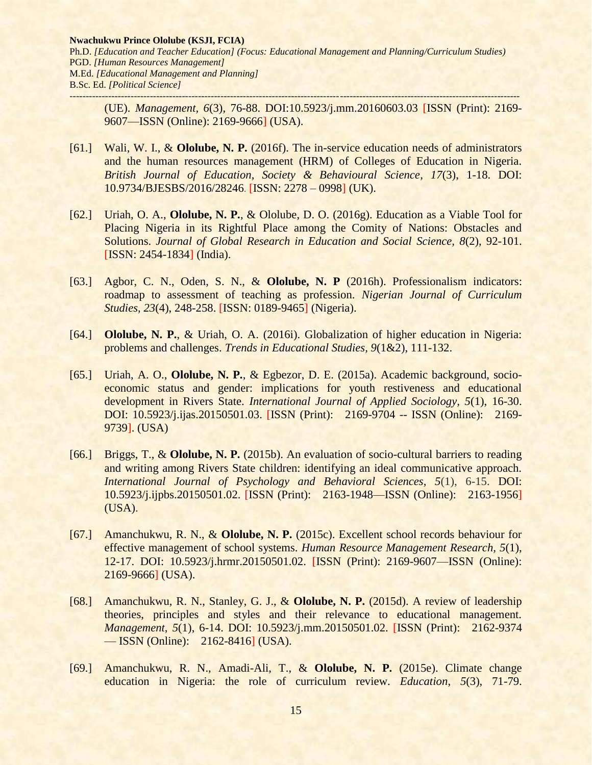(UE). *Management*, *6*(3), 76-88. DOI:10.5923/j.mm.20160603.03 [ISSN (Print): 2169-9607—ISSN (Online): 2169-9666] (USA).

[61.] Wali, W. I., & **Ololube, N. P.** (2016f). The in-service education needs of administrators and the human resources management (HRM) of Colleges of Education in Nigeria. *British Journal of Education, Society & Behavioural Science, 17*(3), 1-18. DOI: 10.9734/BJESBS/2016/28246. [ISSN: 2278 – 0998] (UK).

[62.] Uriah, O. A., **Ololube, N. P.**, & Ololube, D. O. (2016g). Education as a Viable Tool for Placing Nigeria in its Rightful Place among the Comity of Nations: Obstacles and Solutions. *Journal of Global Research in Education and Social Science, 8*(2), 92-101. [ISSN: 2454-1834] (India).

[63.] Agbor, C. N., Oden, S. N., & **Ololube, N. P** (2016h). Professionalism indicators: roadmap to assessment of teaching as profession. *Nigerian Journal of Curriculum Studies, 23*(4), 248-258. [ISSN: 0189-9465] (Nigeria).

[64.] **Ololube, N. P.**, & Uriah, O. A. (2016i). Globalization of higher education in Nigeria: problems and challenges. *Trends in Educational Studies, 9*(1&2), 111-132.

[65.] Uriah, A. O., **Ololube, N. P.**, & Egbezor, D. E. (2015a). Academic background, socio-economic status and gender: implications for youth restiveness and educational development in Rivers State. *International Journal of Applied Sociology*, *5*(1), 16-30. DOI: 10.5923/j.ijas.20150501.03. [ISSN (Print): 2169-9704 -- ISSN (Online): 2169-9739]. (USA)

[66.] Briggs, T., & **Ololube, N. P.** (2015b). An evaluation of socio-cultural barriers to reading and writing among Rivers State children: identifying an ideal communicative approach. *International Journal of Psychology and Behavioral Sciences, 5*(1), 6-15. DOI: 10.5923/j.ijpbs.20150501.02. [ISSN (Print): 2163-1948—ISSN (Online): 2163-1956] (USA).

[67.] Amanchukwu, R. N., & **Ololube, N. P.** (2015c). Excellent school records behaviour for effective management of school systems. *Human Resource Management Research*, *5*(1), 12-17. DOI: 10.5923/j.hrmr.20150501.02. [ISSN (Print): 2169-9607—ISSN (Online): 2169-9666] (USA).

[68.] Amanchukwu, R. N., Stanley, G. J., & **Ololube, N. P.** (2015d). A review of leadership theories, principles and styles and their relevance to educational management. *Management*, *5*(1), 6-14. DOI: 10.5923/j.mm.20150501.02. [ISSN (Print): 2162-9374 — ISSN (Online): 2162-8416] (USA).

[69.] Amanchukwu, R. N., Amadi-Ali, T., & **Ololube, N. P.** (2015e). Climate change education in Nigeria: the role of curriculum review. *Education*, *5*(3), 71-79.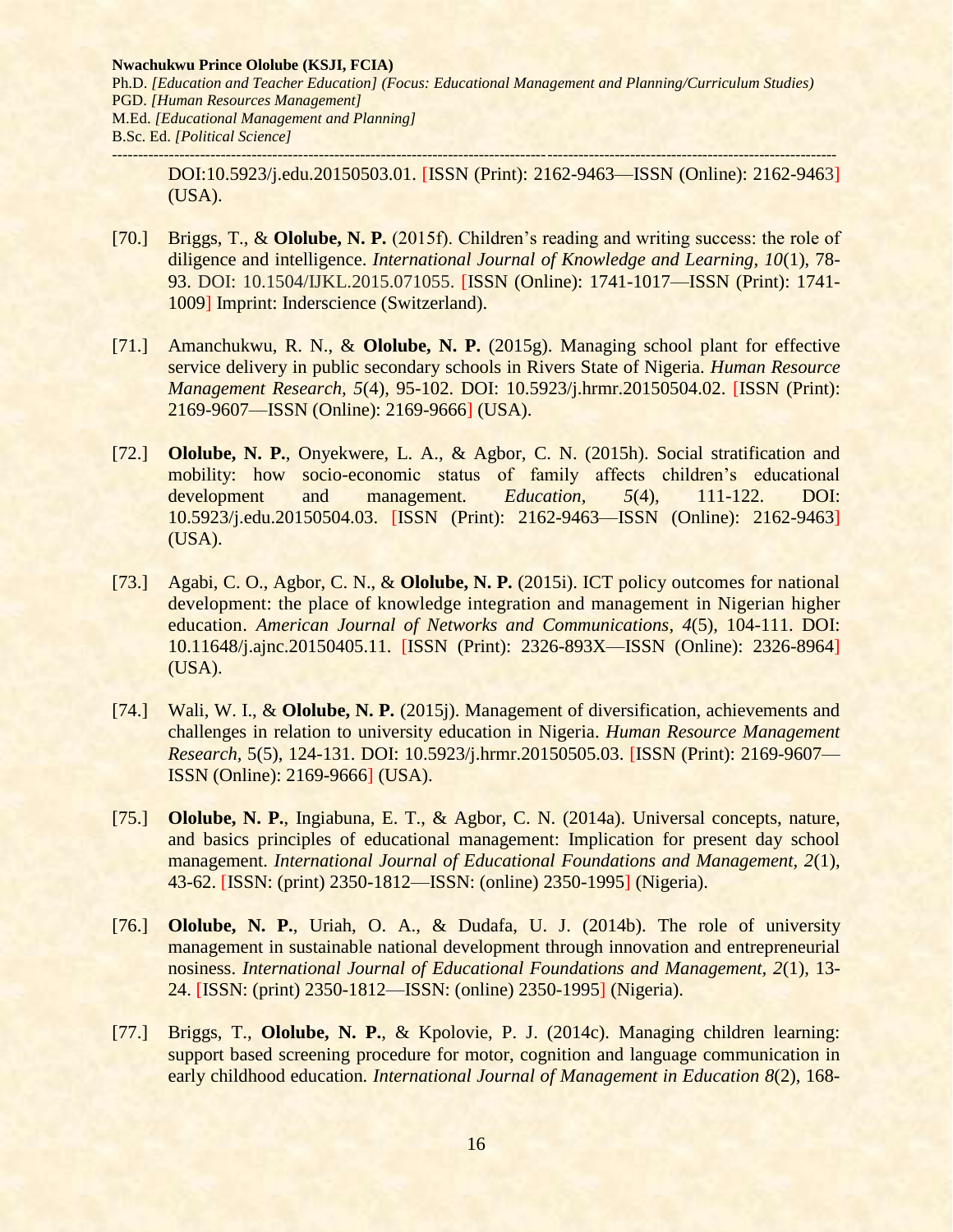DOI:10.5923/j.edu.20150503.01. [ISSN (Print): 2162-9463—ISSN (Online): 2162-9463] (USA).

[70.] Briggs, T., & **Ololube, N. P.** (2015f). Children's reading and writing success: the role of diligence and intelligence. *International Journal of Knowledge and Learning*, *10*(1), 78-93. DOI: 10.1504/IJKL.2015.071055. [ISSN (Online): 1741-1017—ISSN (Print): 1741-1009] Imprint: Inderscience (Switzerland).

[71.] Amanchukwu, R. N., & **Ololube, N. P.** (2015g). Managing school plant for effective service delivery in public secondary schools in Rivers State of Nigeria. *Human Resource Management Research*, *5*(4), 95-102. DOI: 10.5923/j.hrmr.20150504.02. [ISSN (Print): 2169-9607—ISSN (Online): 2169-9666] (USA).

[72.] **Ololube, N. P.**, Onyekwere, L. A., & Agbor, C. N. (2015h). Social stratification and mobility: how socio-economic status of family affects children's educational development and management. *Education*, *5*(4), 111-122. DOI: 10.5923/j.edu.20150504.03. [ISSN (Print): 2162-9463—ISSN (Online): 2162-9463] (USA).

[73.] Agabi, C. O., Agbor, C. N., & **Ololube, N. P.** (2015i). ICT policy outcomes for national development: the place of knowledge integration and management in Nigerian higher education. *American Journal of Networks and Communications*, *4*(5), 104-111. DOI: 10.11648/j.ajnc.20150405.11. [ISSN (Print): 2326-893X—ISSN (Online): 2326-8964] (USA).

[74.] Wali, W. I., & **Ololube, N. P.** (2015j). Management of diversification, achievements and challenges in relation to university education in Nigeria. *Human Resource Management Research*, 5(5), 124-131. DOI: 10.5923/j.hrmr.20150505.03. [ISSN (Print): 2169-9607—ISSN (Online): 2169-9666] (USA).

[75.] **Ololube, N. P.**, Ingiabuna, E. T., & Agbor, C. N. (2014a). Universal concepts, nature, and basics principles of educational management: Implication for present day school management. *International Journal of Educational Foundations and Management, 2*(1), 43-62. [ISSN: (print) 2350-1812—ISSN: (online) 2350-1995] (Nigeria).

[76.] **Ololube, N. P.**, Uriah, O. A., & Dudafa, U. J. (2014b). The role of university management in sustainable national development through innovation and entrepreneurial nosiness. *International Journal of Educational Foundations and Management, 2*(1), 13-24. [ISSN: (print) 2350-1812—ISSN: (online) 2350-1995] (Nigeria).

[77.] Briggs, T., **Ololube, N. P.**, & Kpolovie, P. J. (2014c). Managing children learning: support based screening procedure for motor, cognition and language communication in early childhood education. *International Journal of Management in Education 8*(2), 168-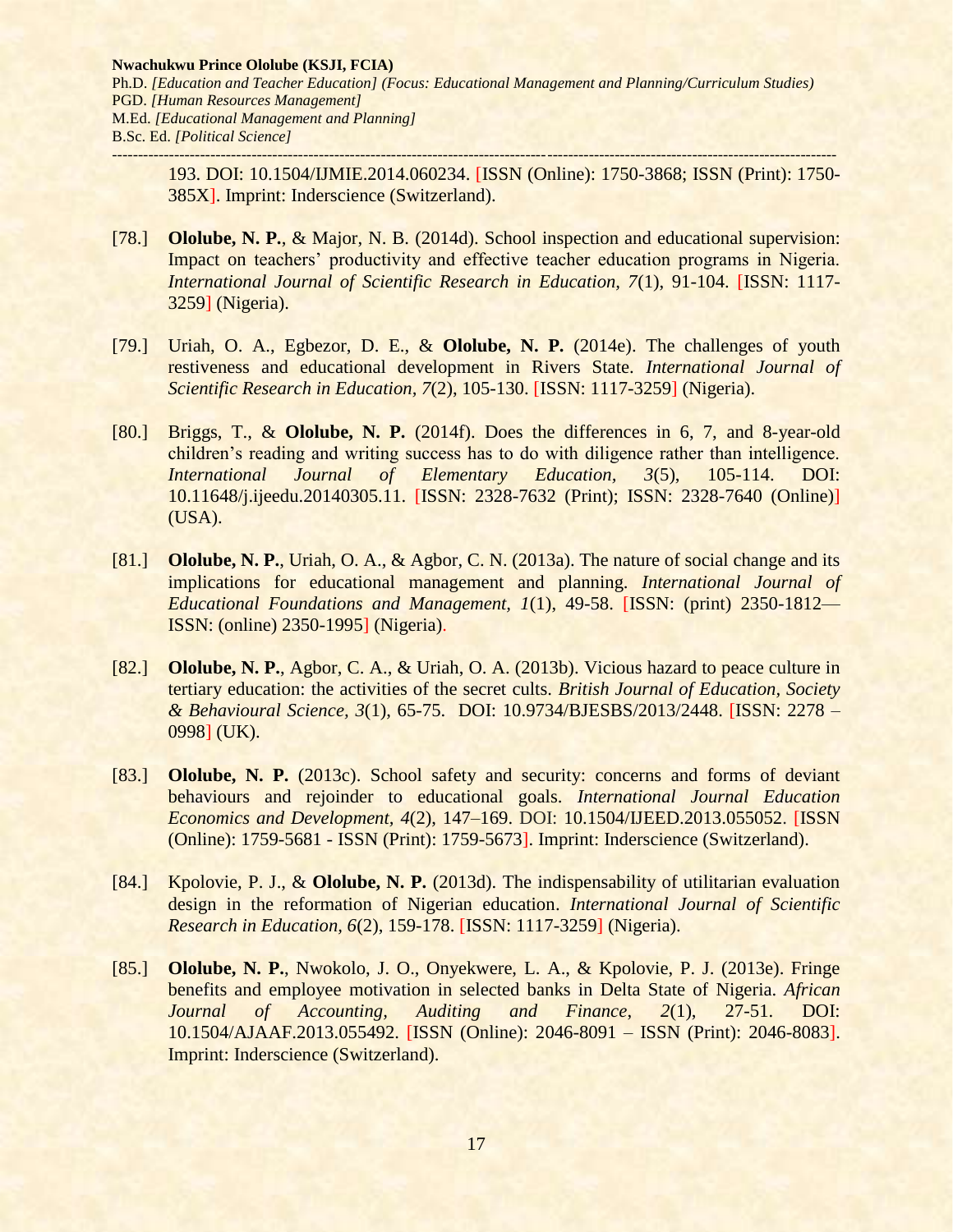193. DOI: 10.1504/IJMIE.2014.060234. [ISSN (Online): 1750-3868; ISSN (Print): 1750-385X]. Imprint: Inderscience (Switzerland).

[78.] **Ololube, N. P.**, & Major, N. B. (2014d). School inspection and educational supervision: Impact on teachers' productivity and effective teacher education programs in Nigeria. *International Journal of Scientific Research in Education, 7*(1), 91-104. [ISSN: 1117-3259] (Nigeria).

[79.] Uriah, O. A., Egbezor, D. E., & **Ololube, N. P.** (2014e). The challenges of youth restiveness and educational development in Rivers State. *International Journal of Scientific Research in Education, 7*(2), 105-130. [ISSN: 1117-3259] (Nigeria).

[80.] Briggs, T., & **Ololube, N. P.** (2014f). Does the differences in 6, 7, and 8-year-old children's reading and writing success has to do with diligence rather than intelligence. *International Journal of Elementary Education, 3*(5), 105-114. DOI: 10.11648/j.ijeedu.20140305.11. [ISSN: 2328-7632 (Print); ISSN: 2328-7640 (Online)] (USA).

[81.] **Ololube, N. P.**, Uriah, O. A., & Agbor, C. N. (2013a). The nature of social change and its implications for educational management and planning. *International Journal of Educational Foundations and Management, 1*(1), 49-58. [ISSN: (print) 2350-1812— ISSN: (online) 2350-1995] (Nigeria).

[82.] **Ololube, N. P.**, Agbor, C. A., & Uriah, O. A. (2013b). Vicious hazard to peace culture in tertiary education: the activities of the secret cults. *British Journal of Education, Society & Behavioural Science, 3*(1), 65-75. DOI: 10.9734/BJESBS/2013/2448. [ISSN: 2278 – 0998] (UK).

[83.] **Ololube, N. P.** (2013c). School safety and security: concerns and forms of deviant behaviours and rejoinder to educational goals. *International Journal Education Economics and Development, 4*(2), 147–169. DOI: 10.1504/IJEED.2013.055052. [ISSN (Online): 1759-5681 - ISSN (Print): 1759-5673]. Imprint: Inderscience (Switzerland).

[84.] Kpolovie, P. J., & **Ololube, N. P.** (2013d). The indispensability of utilitarian evaluation design in the reformation of Nigerian education. *International Journal of Scientific Research in Education, 6*(2), 159-178. [ISSN: 1117-3259] (Nigeria).

[85.] **Ololube, N. P.**, Nwokolo, J. O., Onyekwere, L. A., & Kpolovie, P. J. (2013e). Fringe benefits and employee motivation in selected banks in Delta State of Nigeria. *African Journal of Accounting, Auditing and Finance, 2*(1), 27-51. DOI: 10.1504/AJAAF.2013.055492. [ISSN (Online): 2046-8091 – ISSN (Print): 2046-8083]. Imprint: Inderscience (Switzerland).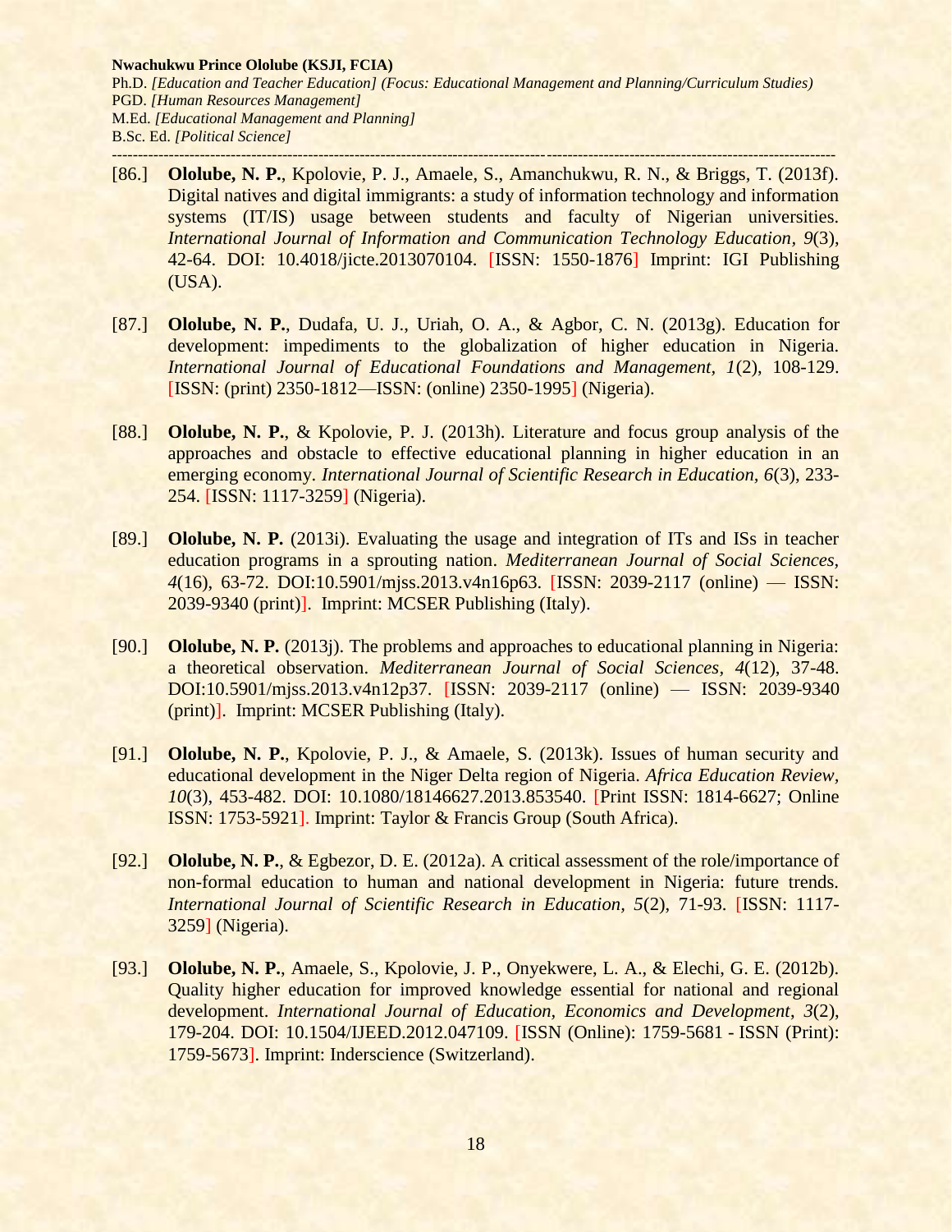[86.] **Ololube, N. P.**, Kpolovie, P. J., Amaele, S., Amanchukwu, R. N., & Briggs, T. (2013f). Digital natives and digital immigrants: a study of information technology and information systems (IT/IS) usage between students and faculty of Nigerian universities. *International Journal of Information and Communication Technology Education, 9*(3), 42-64. DOI: 10.4018/jicte.2013070104. [ISSN: 1550-1876] Imprint: IGI Publishing (USA).

[87.] **Ololube, N. P.**, Dudafa, U. J., Uriah, O. A., & Agbor, C. N. (2013g). Education for development: impediments to the globalization of higher education in Nigeria. *International Journal of Educational Foundations and Management, 1*(2), 108-129. [ISSN: (print) 2350-1812—ISSN: (online) 2350-1995] (Nigeria).

[88.] **Ololube, N. P.**, & Kpolovie, P. J. (2013h). Literature and focus group analysis of the approaches and obstacle to effective educational planning in higher education in an emerging economy. *International Journal of Scientific Research in Education, 6*(3), 233-254. [ISSN: 1117-3259] (Nigeria).

[89.] **Ololube, N. P.** (2013i). Evaluating the usage and integration of ITs and ISs in teacher education programs in a sprouting nation. *Mediterranean Journal of Social Sciences, 4*(16), 63-72. DOI:10.5901/mjss.2013.v4n16p63. [ISSN: 2039-2117 (online) — ISSN: 2039-9340 (print)]. Imprint: MCSER Publishing (Italy).

[90.] **Ololube, N. P.** (2013j). The problems and approaches to educational planning in Nigeria: a theoretical observation. *Mediterranean Journal of Social Sciences, 4*(12), 37-48. DOI:10.5901/mjss.2013.v4n12p37. [ISSN: 2039-2117 (online) — ISSN: 2039-9340 (print)]. Imprint: MCSER Publishing (Italy).

[91.] **Ololube, N. P.**, Kpolovie, P. J., & Amaele, S. (2013k). Issues of human security and educational development in the Niger Delta region of Nigeria. *Africa Education Review, 10*(3), 453-482. DOI: 10.1080/18146627.2013.853540. [Print ISSN: 1814-6627; Online ISSN: 1753-5921]. Imprint: Taylor & Francis Group (South Africa).

[92.] **Ololube, N. P.**, & Egbezor, D. E. (2012a). A critical assessment of the role/importance of non-formal education to human and national development in Nigeria: future trends. *International Journal of Scientific Research in Education, 5*(2), 71-93. [ISSN: 1117-3259] (Nigeria).

[93.] **Ololube, N. P.**, Amaele, S., Kpolovie, J. P., Onyekwere, L. A., & Elechi, G. E. (2012b). Quality higher education for improved knowledge essential for national and regional development. *International Journal of Education, Economics and Development, 3*(2), 179-204. DOI: 10.1504/IJEED.2012.047109. [ISSN (Online): 1759-5681 - ISSN (Print): 1759-5673]. Imprint: Inderscience (Switzerland).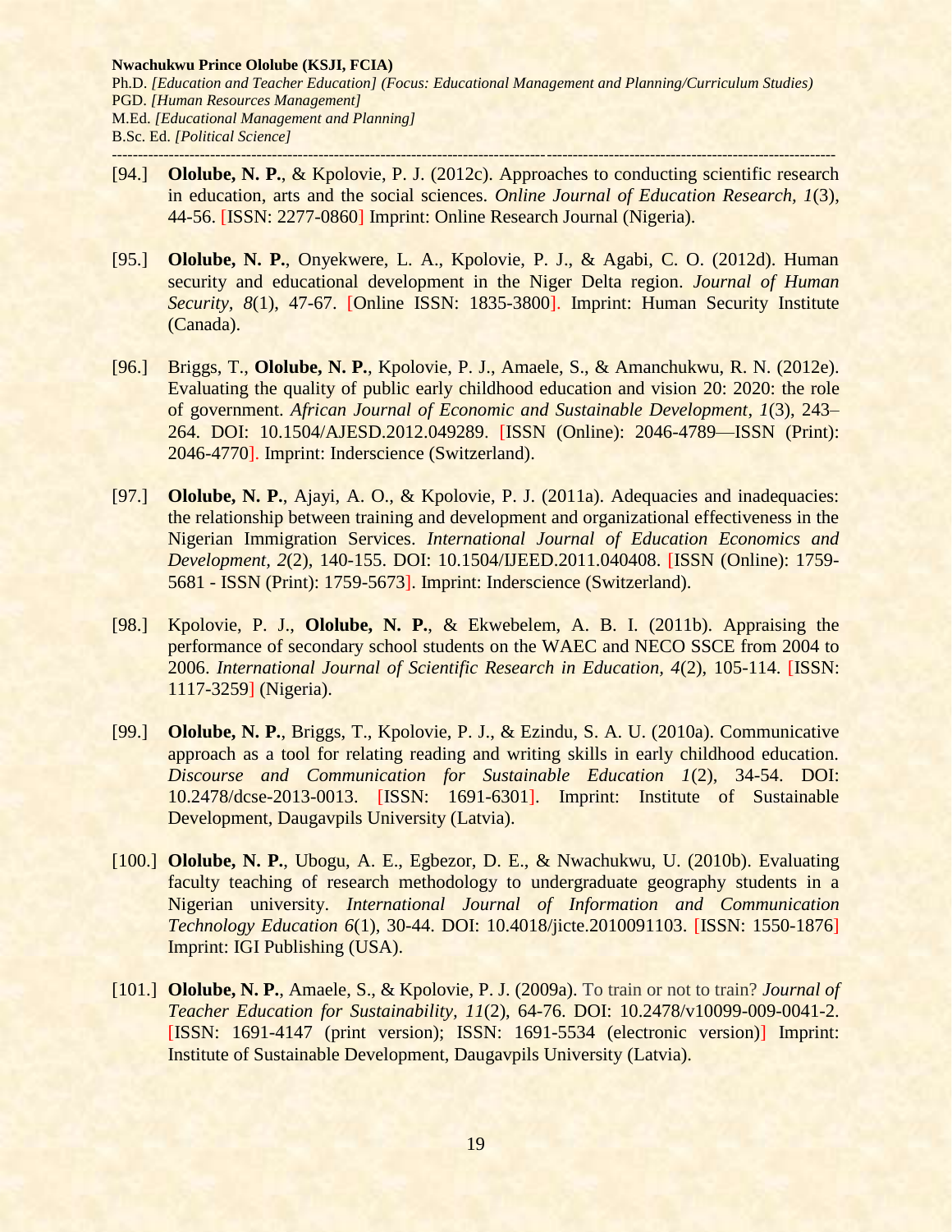[94.] **Ololube, N. P.**, & Kpolovie, P. J. (2012c). Approaches to conducting scientific research in education, arts and the social sciences. *Online Journal of Education Research, 1*(3), 44-56. [ISSN: 2277-0860] Imprint: Online Research Journal (Nigeria).

[95.] **Ololube, N. P.**, Onyekwere, L. A., Kpolovie, P. J., & Agabi, C. O. (2012d). Human security and educational development in the Niger Delta region. *Journal of Human Security, 8*(1), 47-67. [Online ISSN: 1835-3800]. Imprint: Human Security Institute (Canada).

[96.] Briggs, T., **Ololube, N. P.**, Kpolovie, P. J., Amaele, S., & Amanchukwu, R. N. (2012e). Evaluating the quality of public early childhood education and vision 20: 2020: the role of government. *African Journal of Economic and Sustainable Development, 1*(3), 243–264. DOI: 10.1504/AJESD.2012.049289. [ISSN (Online): 2046-4789—ISSN (Print): 2046-4770]. Imprint: Inderscience (Switzerland).

[97.] **Ololube, N. P.**, Ajayi, A. O., & Kpolovie, P. J. (2011a). Adequacies and inadequacies: the relationship between training and development and organizational effectiveness in the Nigerian Immigration Services. *International Journal of Education Economics and Development, 2*(2), 140-155. DOI: 10.1504/IJEED.2011.040408. [ISSN (Online): 1759-5681 - ISSN (Print): 1759-5673]. Imprint: Inderscience (Switzerland).

[98.] Kpolovie, P. J., **Ololube, N. P.**, & Ekwebelem, A. B. I. (2011b). Appraising the performance of secondary school students on the WAEC and NECO SSCE from 2004 to 2006. *International Journal of Scientific Research in Education, 4*(2), 105-114. [ISSN: 1117-3259] (Nigeria).

[99.] **Ololube, N. P.**, Briggs, T., Kpolovie, P. J., & Ezindu, S. A. U. (2010a). Communicative approach as a tool for relating reading and writing skills in early childhood education. *Discourse and Communication for Sustainable Education 1*(2), 34-54. DOI: 10.2478/dcse-2013-0013. [ISSN: 1691-6301]. Imprint: Institute of Sustainable Development, Daugavpils University (Latvia).

[100.] **Ololube, N. P.**, Ubogu, A. E., Egbezor, D. E., & Nwachukwu, U. (2010b). Evaluating faculty teaching of research methodology to undergraduate geography students in a Nigerian university. *International Journal of Information and Communication Technology Education 6*(1), 30-44. DOI: 10.4018/jicte.2010091103. [ISSN: 1550-1876] Imprint: IGI Publishing (USA).

[101.] **Ololube, N. P.**, Amaele, S., & Kpolovie, P. J. (2009a). To train or not to train? *Journal of Teacher Education for Sustainability, 11*(2), 64-76. DOI: 10.2478/v10099-009-0041-2. [ISSN: 1691-4147 (print version); ISSN: 1691-5534 (electronic version)] Imprint: Institute of Sustainable Development, Daugavpils University (Latvia).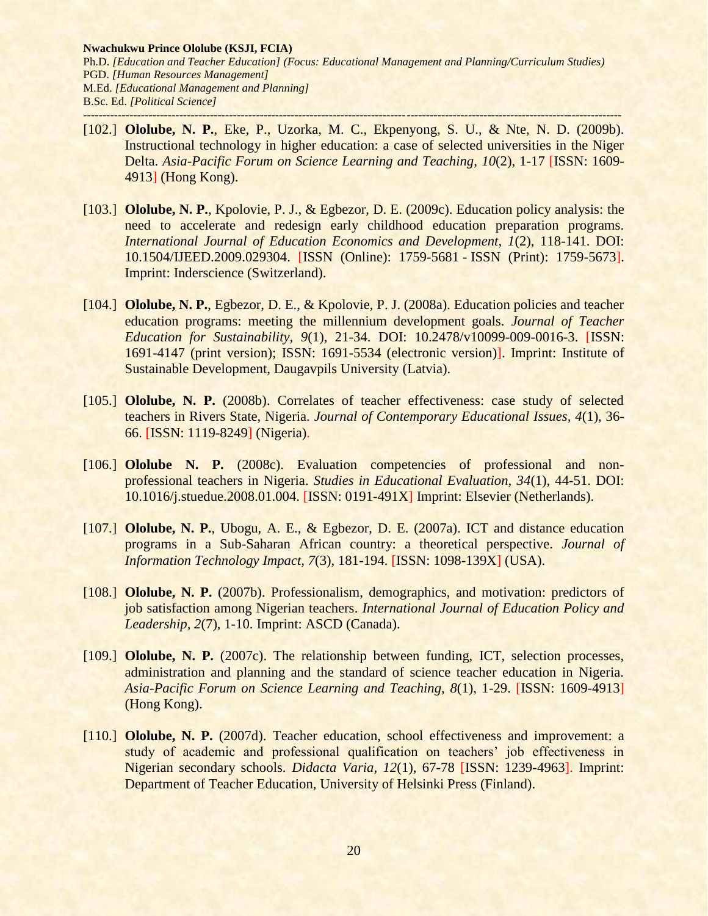[102.] **Ololube, N. P.**, Eke, P., Uzorka, M. C., Ekpenyong, S. U., & Nte, N. D. (2009b). Instructional technology in higher education: a case of selected universities in the Niger Delta. *Asia-Pacific Forum on Science Learning and Teaching, 10*(2), 1-17 [ISSN: 1609-4913] (Hong Kong).

[103.] **Ololube, N. P.**, Kpolovie, P. J., & Egbezor, D. E. (2009c). Education policy analysis: the need to accelerate and redesign early childhood education preparation programs. *International Journal of Education Economics and Development, 1*(2), 118-141. DOI: 10.1504/IJEED.2009.029304. [ISSN (Online): 1759-5681 - ISSN (Print): 1759-5673]. Imprint: Inderscience (Switzerland).

[104.] **Ololube, N. P.**, Egbezor, D. E., & Kpolovie, P. J. (2008a). Education policies and teacher education programs: meeting the millennium development goals. *Journal of Teacher Education for Sustainability, 9*(1), 21-34. DOI: 10.2478/v10099-009-0016-3. [ISSN: 1691-4147 (print version); ISSN: 1691-5534 (electronic version)]. Imprint: Institute of Sustainable Development, Daugavpils University (Latvia).

[105.] **Ololube, N. P.** (2008b). Correlates of teacher effectiveness: case study of selected teachers in Rivers State, Nigeria. *Journal of Contemporary Educational Issues, 4*(1), 36-66. [ISSN: 1119-8249] (Nigeria).

[106.] **Ololube N. P.** (2008c). Evaluation competencies of professional and non-professional teachers in Nigeria. *Studies in Educational Evaluation, 34*(1), 44-51. DOI: 10.1016/j.stuedue.2008.01.004. [ISSN: 0191-491X] Imprint: Elsevier (Netherlands).

[107.] **Ololube, N. P.**, Ubogu, A. E., & Egbezor, D. E. (2007a). ICT and distance education programs in a Sub-Saharan African country: a theoretical perspective. *Journal of Information Technology Impact, 7*(3), 181-194. [ISSN: 1098-139X] (USA).

[108.] **Ololube, N. P.** (2007b). Professionalism, demographics, and motivation: predictors of job satisfaction among Nigerian teachers. *International Journal of Education Policy and Leadership, 2*(7), 1-10. Imprint: ASCD (Canada).

[109.] **Ololube, N. P.** (2007c). The relationship between funding, ICT, selection processes, administration and planning and the standard of science teacher education in Nigeria. *Asia-Pacific Forum on Science Learning and Teaching, 8*(1), 1-29. [ISSN: 1609-4913] (Hong Kong).

[110.] **Ololube, N. P.** (2007d). Teacher education, school effectiveness and improvement: a study of academic and professional qualification on teachers' job effectiveness in Nigerian secondary schools. *Didacta Varia, 12*(1), 67-78 [ISSN: 1239-4963]. Imprint: Department of Teacher Education, University of Helsinki Press (Finland).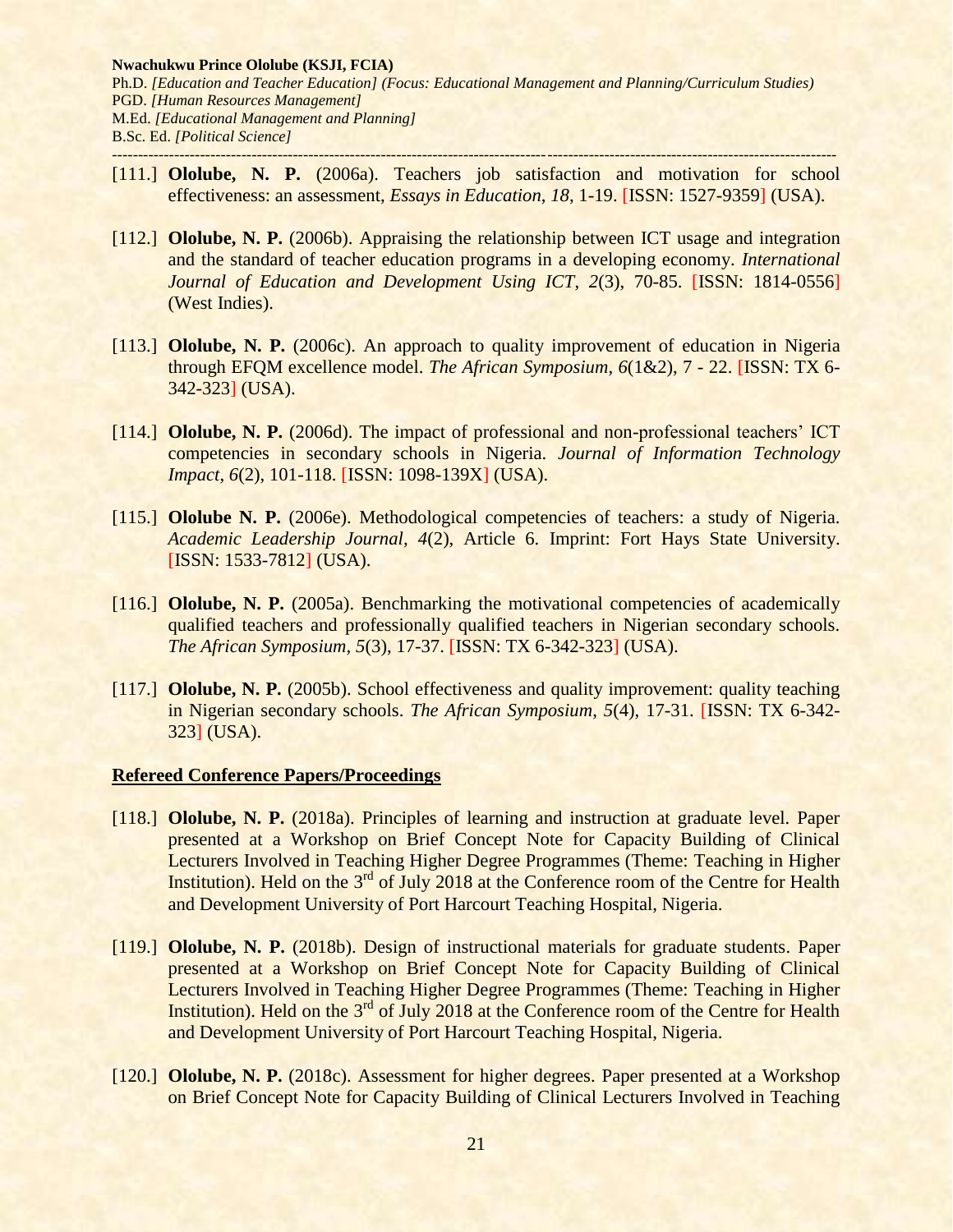[111.] **Ololube, N. P.** (2006a). Teachers job satisfaction and motivation for school effectiveness: an assessment, *Essays in Education*, *18*, 1-19. [ISSN: 1527-9359] (USA).

[112.] **Ololube, N. P.** (2006b). Appraising the relationship between ICT usage and integration and the standard of teacher education programs in a developing economy. *International Journal of Education and Development Using ICT*, *2*(3), 70-85. [ISSN: 1814-0556] (West Indies).

[113.] **Ololube, N. P.** (2006c). An approach to quality improvement of education in Nigeria through EFQM excellence model. *The African Symposium*, *6*(1&2), 7 - 22. [ISSN: TX 6-342-323] (USA).

[114.] **Ololube, N. P.** (2006d). The impact of professional and non-professional teachers' ICT competencies in secondary schools in Nigeria. *Journal of Information Technology Impact*, *6*(2), 101-118. [ISSN: 1098-139X] (USA).

[115.] **Ololube N. P.** (2006e). Methodological competencies of teachers: a study of Nigeria. *Academic Leadership Journal, 4*(2), Article 6. Imprint: Fort Hays State University. [ISSN: 1533-7812] (USA).

[116.] **Ololube, N. P.** (2005a). Benchmarking the motivational competencies of academically qualified teachers and professionally qualified teachers in Nigerian secondary schools. *The African Symposium, 5*(3), 17-37. [ISSN: TX 6-342-323] (USA).

[117.] **Ololube, N. P.** (2005b). School effectiveness and quality improvement: quality teaching in Nigerian secondary schools. *The African Symposium*, *5*(4), 17-31. [ISSN: TX 6-342-323] (USA).

## Refereed Conference Papers/Proceedings

[118.] **Ololube, N. P.** (2018a). Principles of learning and instruction at graduate level. Paper presented at a Workshop on Brief Concept Note for Capacity Building of Clinical Lecturers Involved in Teaching Higher Degree Programmes (Theme: Teaching in Higher Institution). Held on the 3rd of July 2018 at the Conference room of the Centre for Health and Development University of Port Harcourt Teaching Hospital, Nigeria.

[119.] **Ololube, N. P.** (2018b). Design of instructional materials for graduate students. Paper presented at a Workshop on Brief Concept Note for Capacity Building of Clinical Lecturers Involved in Teaching Higher Degree Programmes (Theme: Teaching in Higher Institution). Held on the 3rd of July 2018 at the Conference room of the Centre for Health and Development University of Port Harcourt Teaching Hospital, Nigeria.

[120.] **Ololube, N. P.** (2018c). Assessment for higher degrees. Paper presented at a Workshop on Brief Concept Note for Capacity Building of Clinical Lecturers Involved in Teaching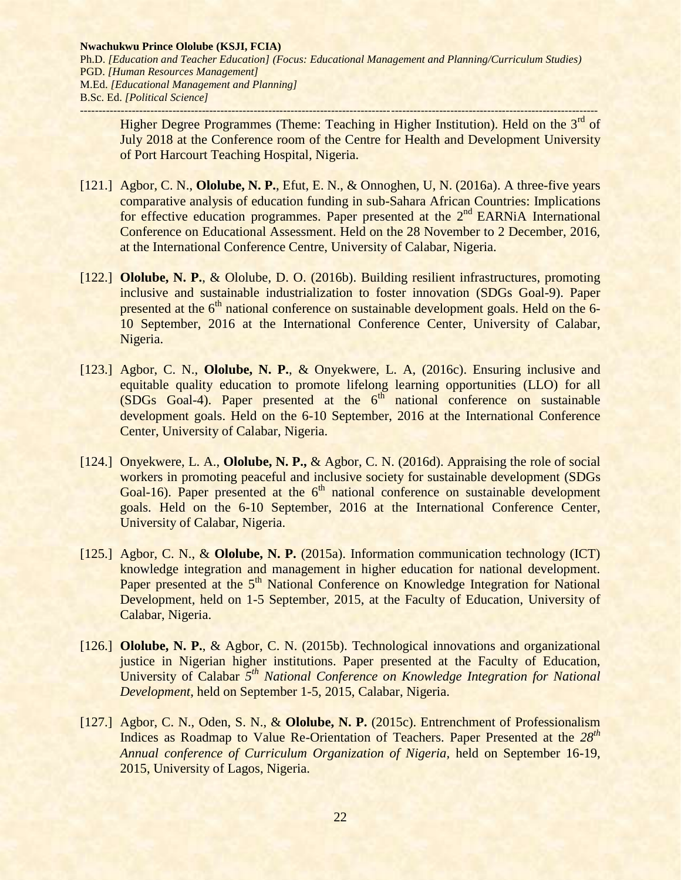Higher Degree Programmes (Theme: Teaching in Higher Institution). Held on the 3rd of July 2018 at the Conference room of the Centre for Health and Development University of Port Harcourt Teaching Hospital, Nigeria.

[121.] Agbor, C. N., **Ololube, N. P.**, Efut, E. N., & Onnoghen, U, N. (2016a). A three-five years comparative analysis of education funding in sub-Sahara African Countries: Implications for effective education programmes. Paper presented at the 2nd EARNiA International Conference on Educational Assessment. Held on the 28 November to 2 December, 2016, at the International Conference Centre, University of Calabar, Nigeria.

[122.] **Ololube, N. P.**, & Ololube, D. O. (2016b). Building resilient infrastructures, promoting inclusive and sustainable industrialization to foster innovation (SDGs Goal-9). Paper presented at the 6th national conference on sustainable development goals. Held on the 6-10 September, 2016 at the International Conference Center, University of Calabar, Nigeria.

[123.] Agbor, C. N., **Ololube, N. P.**, & Onyekwere, L. A, (2016c). Ensuring inclusive and equitable quality education to promote lifelong learning opportunities (LLO) for all (SDGs Goal-4). Paper presented at the 6th national conference on sustainable development goals. Held on the 6-10 September, 2016 at the International Conference Center, University of Calabar, Nigeria.

[124.] Onyekwere, L. A., **Ololube, N. P.,** & Agbor, C. N. (2016d). Appraising the role of social workers in promoting peaceful and inclusive society for sustainable development (SDGs Goal-16). Paper presented at the 6th national conference on sustainable development goals. Held on the 6-10 September, 2016 at the International Conference Center, University of Calabar, Nigeria.

[125.] Agbor, C. N., & **Ololube, N. P.** (2015a). Information communication technology (ICT) knowledge integration and management in higher education for national development. Paper presented at the 5th National Conference on Knowledge Integration for National Development, held on 1-5 September, 2015, at the Faculty of Education, University of Calabar, Nigeria.

[126.] **Ololube, N. P.**, & Agbor, C. N. (2015b). Technological innovations and organizational justice in Nigerian higher institutions. Paper presented at the Faculty of Education, University of Calabar *5th National Conference on Knowledge Integration for National Development*, held on September 1-5, 2015, Calabar, Nigeria.

[127.] Agbor, C. N., Oden, S. N., & **Ololube, N. P.** (2015c). Entrenchment of Professionalism Indices as Roadmap to Value Re-Orientation of Teachers. Paper Presented at the *28th Annual conference of Curriculum Organization of Nigeria,* held on September 16-19, 2015, University of Lagos, Nigeria.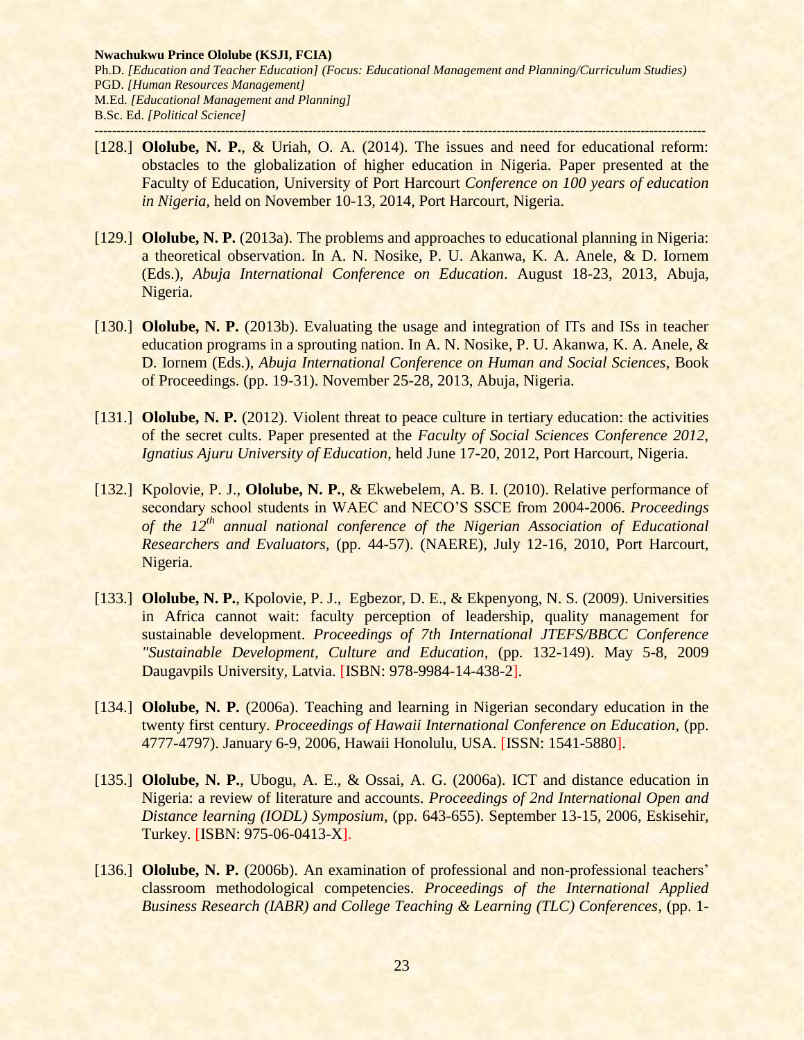[128.] **Ololube, N. P.**, & Uriah, O. A. (2014). The issues and need for educational reform: obstacles to the globalization of higher education in Nigeria. Paper presented at the Faculty of Education, University of Port Harcourt *Conference on 100 years of education in Nigeria,* held on November 10-13, 2014, Port Harcourt, Nigeria.

[129.] **Ololube, N. P.** (2013a). The problems and approaches to educational planning in Nigeria: a theoretical observation. In A. N. Nosike, P. U. Akanwa, K. A. Anele, & D. Iornem (Eds.), *Abuja International Conference on Education*. August 18-23, 2013, Abuja, Nigeria.

[130.] **Ololube, N. P.** (2013b). Evaluating the usage and integration of ITs and ISs in teacher education programs in a sprouting nation. In A. N. Nosike, P. U. Akanwa, K. A. Anele, & D. Iornem (Eds.), *Abuja International Conference on Human and Social Sciences*, Book of Proceedings. (pp. 19-31). November 25-28, 2013, Abuja, Nigeria.

[131.] **Ololube, N. P.** (2012). Violent threat to peace culture in tertiary education: the activities of the secret cults. Paper presented at the *Faculty of Social Sciences Conference 2012, Ignatius Ajuru University of Education*, held June 17-20, 2012, Port Harcourt, Nigeria.

[132.] Kpolovie, P. J., **Ololube, N. P.**, & Ekwebelem, A. B. I. (2010). Relative performance of secondary school students in WAEC and NECO'S SSCE from 2004-2006. *Proceedings of the 12th annual national conference of the Nigerian Association of Educational Researchers and Evaluators,* (pp. 44-57). (NAERE), July 12-16, 2010, Port Harcourt, Nigeria.

[133.] **Ololube, N. P.**, Kpolovie, P. J., Egbezor, D. E., & Ekpenyong, N. S. (2009). Universities in Africa cannot wait: faculty perception of leadership, quality management for sustainable development. *Proceedings of 7th International JTEFS/BBCC Conference "Sustainable Development, Culture and Education,* (pp. 132-149). May 5-8, 2009 Daugavpils University, Latvia. [ISBN: 978-9984-14-438-2].

[134.] **Ololube, N. P.** (2006a). Teaching and learning in Nigerian secondary education in the twenty first century. *Proceedings of Hawaii International Conference on Education*, (pp. 4777-4797). January 6-9, 2006, Hawaii Honolulu, USA. [ISSN: 1541-5880].

[135.] **Ololube, N. P.**, Ubogu, A. E., & Ossai, A. G. (2006a). ICT and distance education in Nigeria: a review of literature and accounts. *Proceedings of 2nd International Open and Distance learning (IODL) Symposium*, (pp. 643-655). September 13-15, 2006, Eskisehir, Turkey. [ISBN: 975-06-0413-X].

[136.] **Ololube, N. P.** (2006b). An examination of professional and non-professional teachers' classroom methodological competencies. *Proceedings of the International Applied Business Research (IABR) and College Teaching & Learning (TLC) Conferences*, (pp. 1-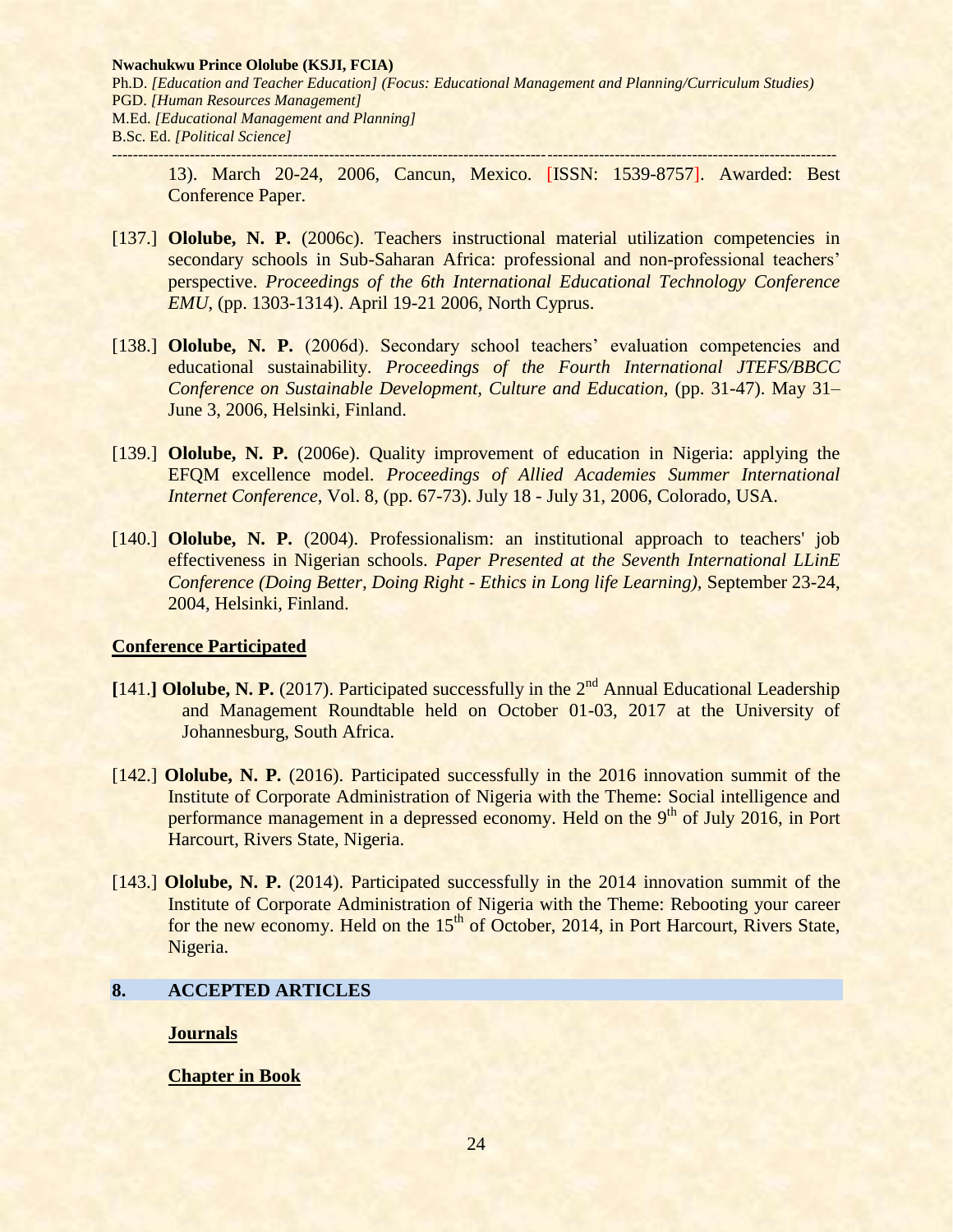13). March 20-24, 2006, Cancun, Mexico. [ISSN: 1539-8757]. Awarded: Best Conference Paper.

[137.] **Ololube, N. P.** (2006c). Teachers instructional material utilization competencies in secondary schools in Sub-Saharan Africa: professional and non-professional teachers' perspective. *Proceedings of the 6th International Educational Technology Conference EMU*, (pp. 1303-1314). April 19-21 2006, North Cyprus.

[138.] **Ololube, N. P.** (2006d). Secondary school teachers' evaluation competencies and educational sustainability. *Proceedings of the Fourth International JTEFS/BBCC Conference on Sustainable Development, Culture and Education*, (pp. 31-47). May 31– June 3, 2006, Helsinki, Finland.

[139.] **Ololube, N. P.** (2006e). Quality improvement of education in Nigeria: applying the EFQM excellence model. *Proceedings of Allied Academies Summer International Internet Conference*, Vol. 8, (pp. 67-73). July 18 - July 31, 2006, Colorado, USA.

[140.] **Ololube, N. P.** (2004). Professionalism: an institutional approach to teachers' job effectiveness in Nigerian schools. *Paper Presented at the Seventh International LLinE Conference (Doing Better, Doing Right - Ethics in Long life Learning),* September 23-24, 2004, Helsinki, Finland.

**Conference Participated**

**[**141.**] Ololube, N. P.** (2017). Participated successfully in the 2nd Annual Educational Leadership and Management Roundtable held on October 01-03, 2017 at the University of Johannesburg, South Africa.

[142.] **Ololube, N. P.** (2016). Participated successfully in the 2016 innovation summit of the Institute of Corporate Administration of Nigeria with the Theme: Social intelligence and performance management in a depressed economy. Held on the 9th of July 2016, in Port Harcourt, Rivers State, Nigeria.

[143.] **Ololube, N. P.** (2014). Participated successfully in the 2014 innovation summit of the Institute of Corporate Administration of Nigeria with the Theme: Rebooting your career for the new economy. Held on the 15th of October, 2014, in Port Harcourt, Rivers State, Nigeria.

## 8. ACCEPTED ARTICLES

**Journals**

**Chapter in Book**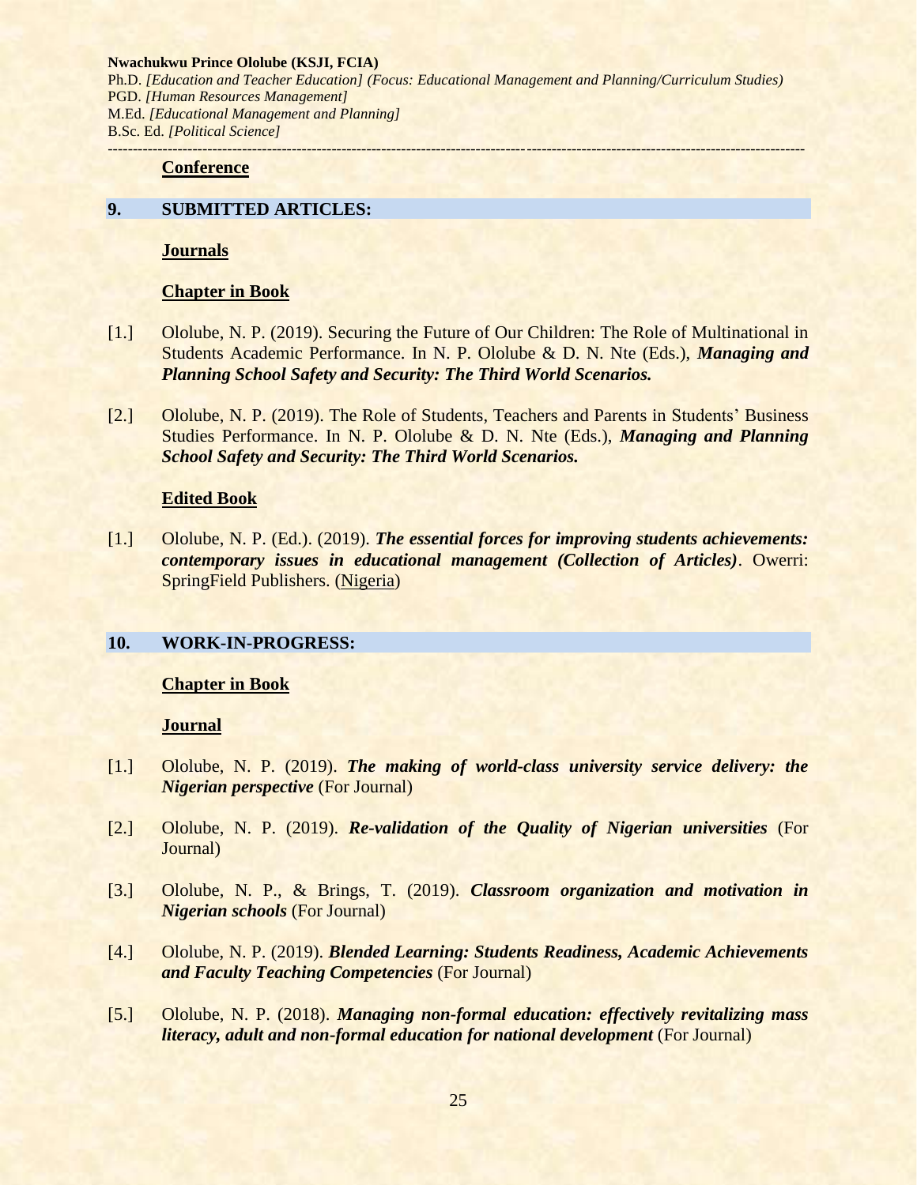**Conference**

## 9. SUBMITTED ARTICLES:

**Journals**

**Chapter in Book**

[1.] Ololube, N. P. (2019). Securing the Future of Our Children: The Role of Multinational in Students Academic Performance. In N. P. Ololube & D. N. Nte (Eds.), ***Managing and Planning School Safety and Security: The Third World Scenarios.***

[2.] Ololube, N. P. (2019). The Role of Students, Teachers and Parents in Students' Business Studies Performance. In N. P. Ololube & D. N. Nte (Eds.), ***Managing and Planning School Safety and Security: The Third World Scenarios.***

**Edited Book**

[1.] Ololube, N. P. (Ed.). (2019). ***The essential forces for improving students achievements: contemporary issues in educational management (Collection of Articles)***. Owerri: SpringField Publishers. (Nigeria)

## 10. WORK-IN-PROGRESS:

**Chapter in Book**

**Journal**

[1.] Ololube, N. P. (2019). ***The making of world-class university service delivery: the Nigerian perspective*** (For Journal)

[2.] Ololube, N. P. (2019). ***Re-validation of the Quality of Nigerian universities*** (For Journal)

[3.] Ololube, N. P., & Brings, T. (2019). ***Classroom organization and motivation in Nigerian schools*** (For Journal)

[4.] Ololube, N. P. (2019). ***Blended Learning: Students Readiness, Academic Achievements and Faculty Teaching Competencies*** (For Journal)

[5.] Ololube, N. P. (2018). ***Managing non-formal education: effectively revitalizing mass literacy, adult and non-formal education for national development*** (For Journal)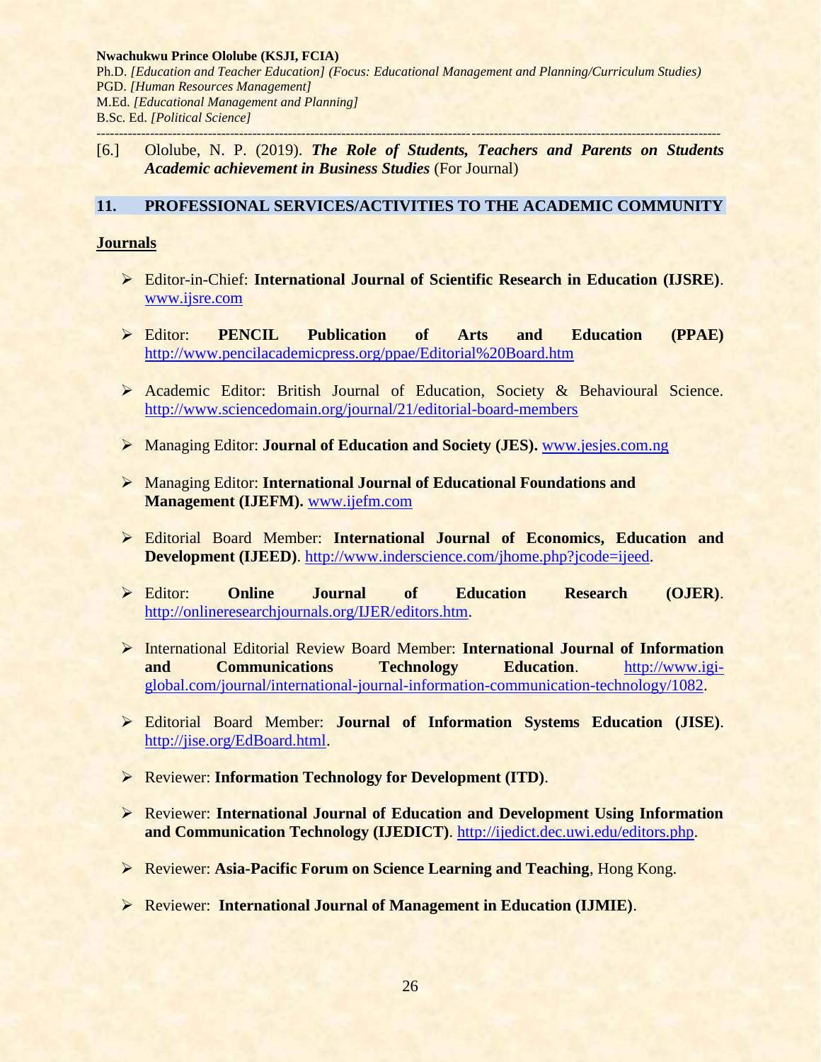[6.] Ololube, N. P. (2019). ***The Role of Students, Teachers and Parents on Students Academic achievement in Business Studies*** (For Journal)

## 11. PROFESSIONAL SERVICES/ACTIVITIES TO THE ACADEMIC COMMUNITY

**Journals**

- Editor-in-Chief: **International Journal of Scientific Research in Education (IJSRE)**. www.ijsre.com
- Editor: **PENCIL Publication of Arts and Education (PPAE)** http://www.pencilacademicpress.org/ppae/Editorial%20Board.htm
- Academic Editor: British Journal of Education, Society & Behavioural Science. http://www.sciencedomain.org/journal/21/editorial-board-members
- Managing Editor: **Journal of Education and Society (JES).** www.jesjes.com.ng
- Managing Editor: **International Journal of Educational Foundations and Management (IJEFM).** www.ijefm.com
- Editorial Board Member: **International Journal of Economics, Education and Development (IJEED)**. http://www.inderscience.com/jhome.php?jcode=ijeed.
- Editor: **Online Journal of Education Research (OJER)**. http://onlineresearchjournals.org/IJER/editors.htm.
- International Editorial Review Board Member: **International Journal of Information and Communications Technology Education**. http://www.igi-global.com/journal/international-journal-information-communication-technology/1082.
- Editorial Board Member: **Journal of Information Systems Education (JISE)**. http://jise.org/EdBoard.html.
- Reviewer: **Information Technology for Development (ITD)**.
- Reviewer: **International Journal of Education and Development Using Information and Communication Technology (IJEDICT)**. http://ijedict.dec.uwi.edu/editors.php.
- Reviewer: **Asia-Pacific Forum on Science Learning and Teaching**, Hong Kong.
- Reviewer: **International Journal of Management in Education (IJMIE)**.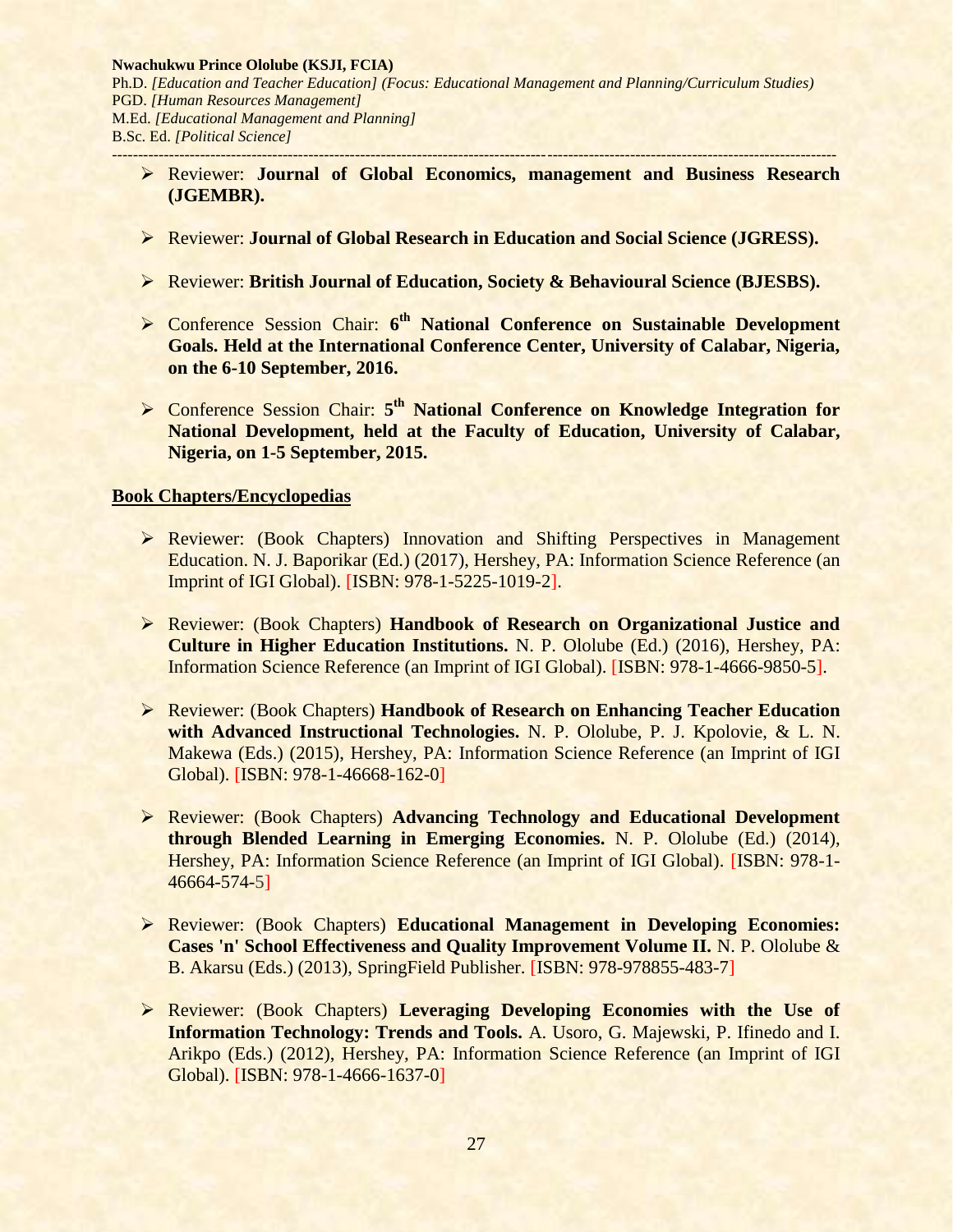- Reviewer: **Journal of Global Economics, management and Business Research (JGEMBR).**

- Reviewer: **Journal of Global Research in Education and Social Science (JGRESS).**

- Reviewer: **British Journal of Education, Society & Behavioural Science (BJESBS).**

- Conference Session Chair: **6th National Conference on Sustainable Development Goals. Held at the International Conference Center, University of Calabar, Nigeria, on the 6-10 September, 2016.**

- Conference Session Chair: **5th National Conference on Knowledge Integration for National Development, held at the Faculty of Education, University of Calabar, Nigeria, on 1-5 September, 2015.**

**Book Chapters/Encyclopedias**

- Reviewer: (Book Chapters) Innovation and Shifting Perspectives in Management Education. N. J. Baporikar (Ed.) (2017), Hershey, PA: Information Science Reference (an Imprint of IGI Global). [ISBN: 978-1-5225-1019-2].

- Reviewer: (Book Chapters) **Handbook of Research on Organizational Justice and Culture in Higher Education Institutions.** N. P. Ololube (Ed.) (2016), Hershey, PA: Information Science Reference (an Imprint of IGI Global). [ISBN: 978-1-4666-9850-5].

- Reviewer: (Book Chapters) **Handbook of Research on Enhancing Teacher Education with Advanced Instructional Technologies.** N. P. Ololube, P. J. Kpolovie, & L. N. Makewa (Eds.) (2015), Hershey, PA: Information Science Reference (an Imprint of IGI Global). [ISBN: 978-1-46668-162-0]

- Reviewer: (Book Chapters) **Advancing Technology and Educational Development through Blended Learning in Emerging Economies.** N. P. Ololube (Ed.) (2014), Hershey, PA: Information Science Reference (an Imprint of IGI Global). [ISBN: 978-1-46664-574-5]

- Reviewer: (Book Chapters) **Educational Management in Developing Economies: Cases 'n' School Effectiveness and Quality Improvement Volume II.** N. P. Ololube & B. Akarsu (Eds.) (2013), SpringField Publisher. [ISBN: 978-978855-483-7]

- Reviewer: (Book Chapters) **Leveraging Developing Economies with the Use of Information Technology: Trends and Tools.** A. Usoro, G. Majewski, P. Ifinedo and I. Arikpo (Eds.) (2012), Hershey, PA: Information Science Reference (an Imprint of IGI Global). [ISBN: 978-1-4666-1637-0]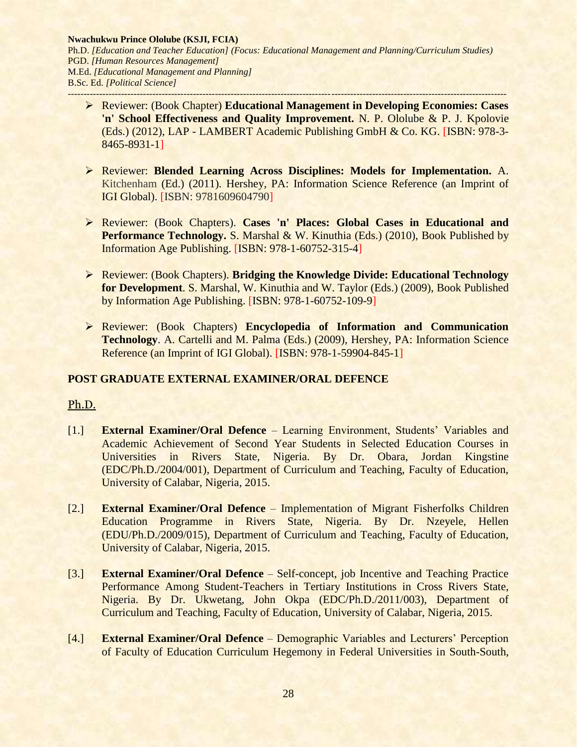- Reviewer: (Book Chapter) **Educational Management in Developing Economies: Cases 'n' School Effectiveness and Quality Improvement.** N. P. Ololube & P. J. Kpolovie (Eds.) (2012), LAP - LAMBERT Academic Publishing GmbH & Co. KG. [ISBN: 978-3-8465-8931-1]

- Reviewer: **Blended Learning Across Disciplines: Models for Implementation.** A. Kitchenham (Ed.) (2011). Hershey, PA: Information Science Reference (an Imprint of IGI Global). [ISBN: 9781609604790]

- Reviewer: (Book Chapters). **Cases 'n' Places: Global Cases in Educational and Performance Technology.** S. Marshal & W. Kinuthia (Eds.) (2010), Book Published by Information Age Publishing. [ISBN: 978-1-60752-315-4]

- Reviewer: (Book Chapters). **Bridging the Knowledge Divide: Educational Technology for Development**. S. Marshal, W. Kinuthia and W. Taylor (Eds.) (2009), Book Published by Information Age Publishing. [ISBN: 978-1-60752-109-9]

- Reviewer: (Book Chapters) **Encyclopedia of Information and Communication Technology**. A. Cartelli and M. Palma (Eds.) (2009), Hershey, PA: Information Science Reference (an Imprint of IGI Global). [ISBN: 978-1-59904-845-1]

## POST GRADUATE EXTERNAL EXAMINER/ORAL DEFENCE

### Ph.D.

[1.] **External Examiner/Oral Defence** – Learning Environment, Students' Variables and Academic Achievement of Second Year Students in Selected Education Courses in Universities in Rivers State, Nigeria. By Dr. Obara, Jordan Kingstine (EDC/Ph.D./2004/001), Department of Curriculum and Teaching, Faculty of Education, University of Calabar, Nigeria, 2015.

[2.] **External Examiner/Oral Defence** – Implementation of Migrant Fisherfolks Children Education Programme in Rivers State, Nigeria. By Dr. Nzeyele, Hellen (EDU/Ph.D./2009/015), Department of Curriculum and Teaching, Faculty of Education, University of Calabar, Nigeria, 2015.

[3.] **External Examiner/Oral Defence** – Self-concept, job Incentive and Teaching Practice Performance Among Student-Teachers in Tertiary Institutions in Cross Rivers State, Nigeria. By Dr. Ukwetang, John Okpa (EDC/Ph.D./2011/003), Department of Curriculum and Teaching, Faculty of Education, University of Calabar, Nigeria, 2015.

[4.] **External Examiner/Oral Defence** – Demographic Variables and Lecturers' Perception of Faculty of Education Curriculum Hegemony in Federal Universities in South-South,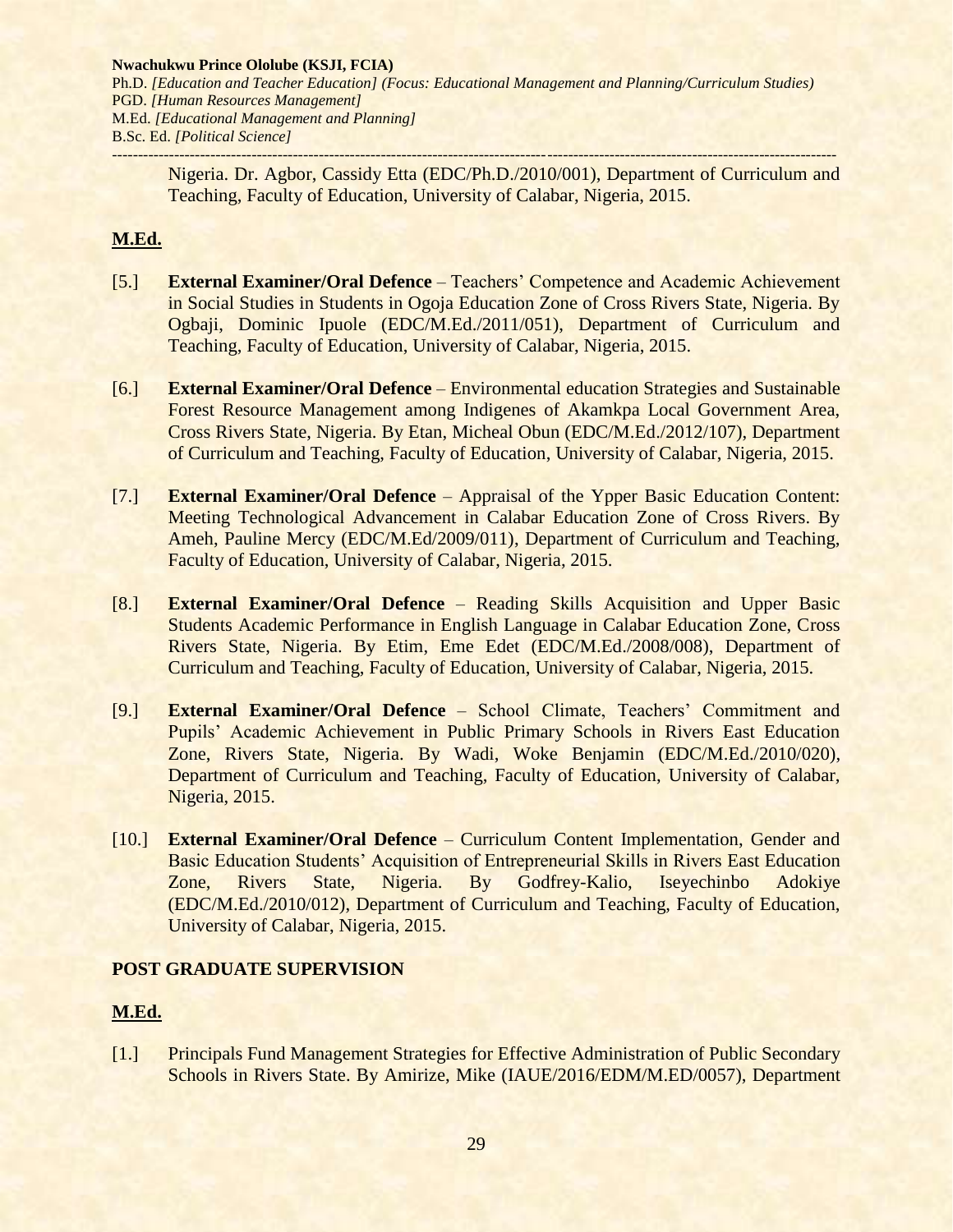Nigeria. Dr. Agbor, Cassidy Etta (EDC/Ph.D./2010/001), Department of Curriculum and Teaching, Faculty of Education, University of Calabar, Nigeria, 2015.

## M.Ed.

[5.] **External Examiner/Oral Defence** – Teachers' Competence and Academic Achievement in Social Studies in Students in Ogoja Education Zone of Cross Rivers State, Nigeria. By Ogbaji, Dominic Ipuole (EDC/M.Ed./2011/051), Department of Curriculum and Teaching, Faculty of Education, University of Calabar, Nigeria, 2015.

[6.] **External Examiner/Oral Defence** – Environmental education Strategies and Sustainable Forest Resource Management among Indigenes of Akamkpa Local Government Area, Cross Rivers State, Nigeria. By Etan, Micheal Obun (EDC/M.Ed./2012/107), Department of Curriculum and Teaching, Faculty of Education, University of Calabar, Nigeria, 2015.

[7.] **External Examiner/Oral Defence** – Appraisal of the Ypper Basic Education Content: Meeting Technological Advancement in Calabar Education Zone of Cross Rivers. By Ameh, Pauline Mercy (EDC/M.Ed/2009/011), Department of Curriculum and Teaching, Faculty of Education, University of Calabar, Nigeria, 2015.

[8.] **External Examiner/Oral Defence** – Reading Skills Acquisition and Upper Basic Students Academic Performance in English Language in Calabar Education Zone, Cross Rivers State, Nigeria. By Etim, Eme Edet (EDC/M.Ed./2008/008), Department of Curriculum and Teaching, Faculty of Education, University of Calabar, Nigeria, 2015.

[9.] **External Examiner/Oral Defence** – School Climate, Teachers' Commitment and Pupils' Academic Achievement in Public Primary Schools in Rivers East Education Zone, Rivers State, Nigeria. By Wadi, Woke Benjamin (EDC/M.Ed./2010/020), Department of Curriculum and Teaching, Faculty of Education, University of Calabar, Nigeria, 2015.

[10.] **External Examiner/Oral Defence** – Curriculum Content Implementation, Gender and Basic Education Students' Acquisition of Entrepreneurial Skills in Rivers East Education Zone, Rivers State, Nigeria. By Godfrey-Kalio, Iseyechinbo Adokiye (EDC/M.Ed./2010/012), Department of Curriculum and Teaching, Faculty of Education, University of Calabar, Nigeria, 2015.

## POST GRADUATE SUPERVISION

## M.Ed.

[1.] Principals Fund Management Strategies for Effective Administration of Public Secondary Schools in Rivers State. By Amirize, Mike (IAUE/2016/EDM/M.ED/0057), Department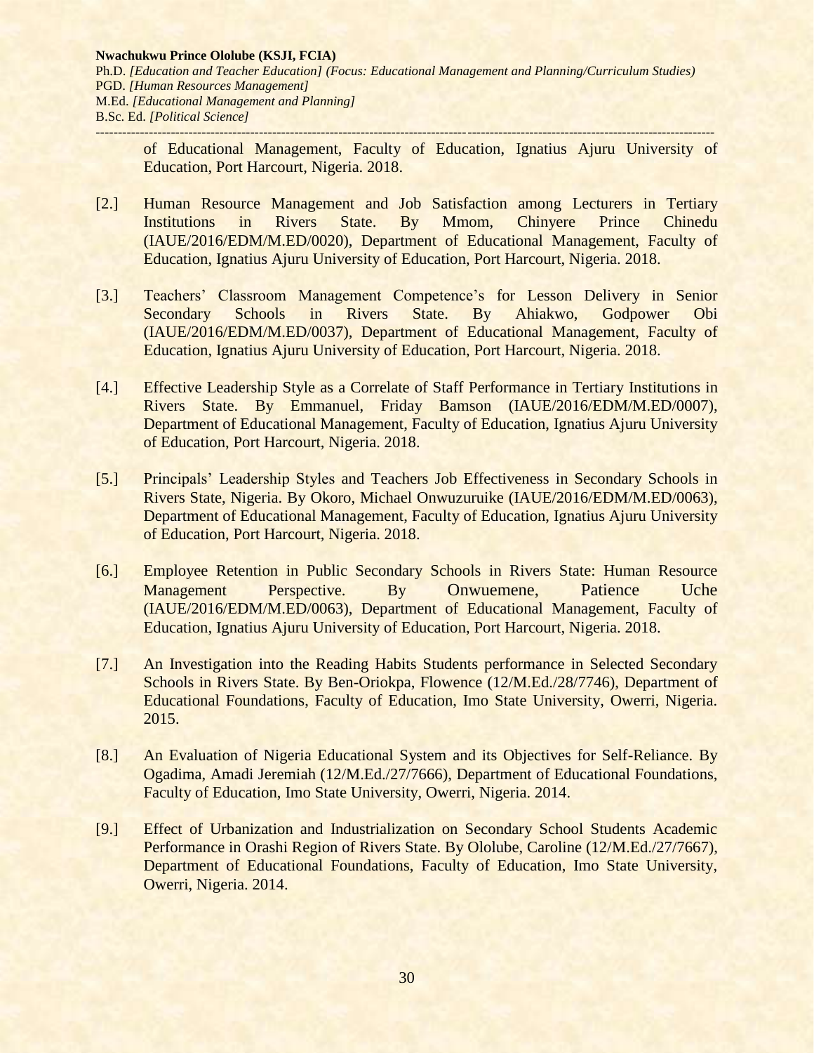of Educational Management, Faculty of Education, Ignatius Ajuru University of Education, Port Harcourt, Nigeria. 2018.

[2.] Human Resource Management and Job Satisfaction among Lecturers in Tertiary Institutions in Rivers State. By Mmom, Chinyere Prince Chinedu (IAUE/2016/EDM/M.ED/0020), Department of Educational Management, Faculty of Education, Ignatius Ajuru University of Education, Port Harcourt, Nigeria. 2018.

[3.] Teachers' Classroom Management Competence's for Lesson Delivery in Senior Secondary Schools in Rivers State. By Ahiakwo, Godpower Obi (IAUE/2016/EDM/M.ED/0037), Department of Educational Management, Faculty of Education, Ignatius Ajuru University of Education, Port Harcourt, Nigeria. 2018.

[4.] Effective Leadership Style as a Correlate of Staff Performance in Tertiary Institutions in Rivers State. By Emmanuel, Friday Bamson (IAUE/2016/EDM/M.ED/0007), Department of Educational Management, Faculty of Education, Ignatius Ajuru University of Education, Port Harcourt, Nigeria. 2018.

[5.] Principals' Leadership Styles and Teachers Job Effectiveness in Secondary Schools in Rivers State, Nigeria. By Okoro, Michael Onwuzuruike (IAUE/2016/EDM/M.ED/0063), Department of Educational Management, Faculty of Education, Ignatius Ajuru University of Education, Port Harcourt, Nigeria. 2018.

[6.] Employee Retention in Public Secondary Schools in Rivers State: Human Resource Management Perspective. By Onwuemene, Patience Uche (IAUE/2016/EDM/M.ED/0063), Department of Educational Management, Faculty of Education, Ignatius Ajuru University of Education, Port Harcourt, Nigeria. 2018.

[7.] An Investigation into the Reading Habits Students performance in Selected Secondary Schools in Rivers State. By Ben-Oriokpa, Flowence (12/M.Ed./28/7746), Department of Educational Foundations, Faculty of Education, Imo State University, Owerri, Nigeria. 2015.

[8.] An Evaluation of Nigeria Educational System and its Objectives for Self-Reliance. By Ogadima, Amadi Jeremiah (12/M.Ed./27/7666), Department of Educational Foundations, Faculty of Education, Imo State University, Owerri, Nigeria. 2014.

[9.] Effect of Urbanization and Industrialization on Secondary School Students Academic Performance in Orashi Region of Rivers State. By Ololube, Caroline (12/M.Ed./27/7667), Department of Educational Foundations, Faculty of Education, Imo State University, Owerri, Nigeria. 2014.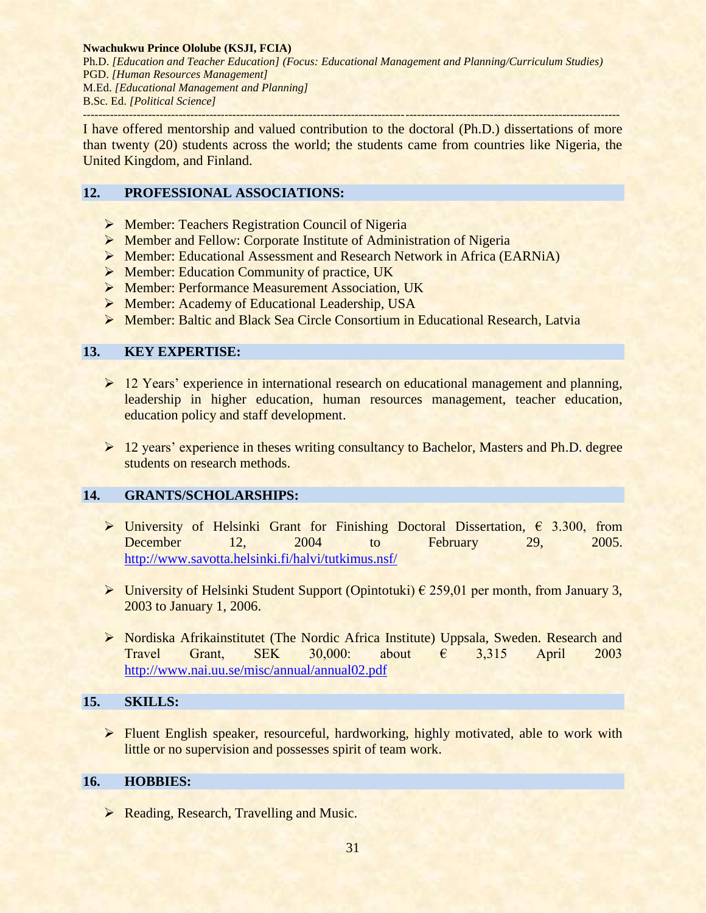**Nwachukwu Prince Ololube (KSJI, FCIA)**
Ph.D. *[Education and Teacher Education] (Focus: Educational Management and Planning/Curriculum Studies)*
PGD. *[Human Resources Management]*
M.Ed. *[Educational Management and Planning]*
B.Sc. Ed. *[Political Science]*

---

I have offered mentorship and valued contribution to the doctoral (Ph.D.) dissertations of more than twenty (20) students across the world; the students came from countries like Nigeria, the United Kingdom, and Finland.

## 12. PROFESSIONAL ASSOCIATIONS:

- Member: Teachers Registration Council of Nigeria
- Member and Fellow: Corporate Institute of Administration of Nigeria
- Member: Educational Assessment and Research Network in Africa (EARNiA)
- Member: Education Community of practice, UK
- Member: Performance Measurement Association, UK
- Member: Academy of Educational Leadership, USA
- Member: Baltic and Black Sea Circle Consortium in Educational Research, Latvia

## 13. KEY EXPERTISE:

- 12 Years' experience in international research on educational management and planning, leadership in higher education, human resources management, teacher education, education policy and staff development.

- 12 years' experience in theses writing consultancy to Bachelor, Masters and Ph.D. degree students on research methods.

## 14. GRANTS/SCHOLARSHIPS:

- University of Helsinki Grant for Finishing Doctoral Dissertation, € 3.300, from December 12, 2004 to February 29, 2005. http://www.savotta.helsinki.fi/halvi/tutkimus.nsf/

- University of Helsinki Student Support (Opintotuki) € 259,01 per month, from January 3, 2003 to January 1, 2006.

- Nordiska Afrikainstitutet (The Nordic Africa Institute) Uppsala, Sweden. Research and Travel Grant, SEK 30,000: about € 3,315 April 2003 http://www.nai.uu.se/misc/annual/annual02.pdf

## 15. SKILLS:

- Fluent English speaker, resourceful, hardworking, highly motivated, able to work with little or no supervision and possesses spirit of team work.

## 16. HOBBIES:

- Reading, Research, Travelling and Music.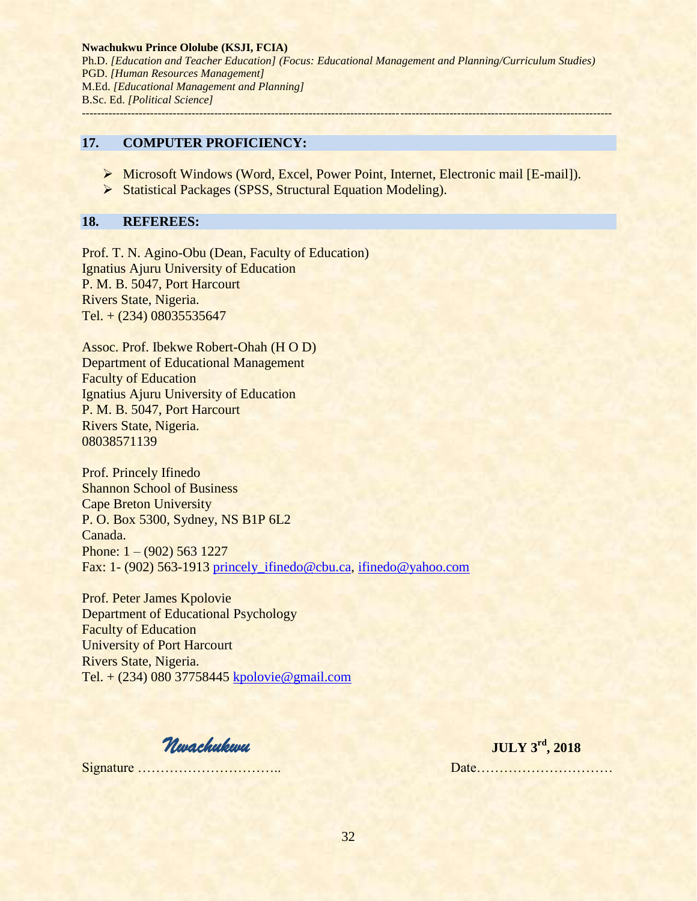## 17. COMPUTER PROFICIENCY:

- Microsoft Windows (Word, Excel, Power Point, Internet, Electronic mail [E-mail]).
- Statistical Packages (SPSS, Structural Equation Modeling).

## 18. REFEREES:

Prof. T. N. Agino-Obu (Dean, Faculty of Education)
Ignatius Ajuru University of Education
P. M. B. 5047, Port Harcourt
Rivers State, Nigeria.
Tel. + (234) 08035535647

Assoc. Prof. Ibekwe Robert-Ohah (H O D)
Department of Educational Management
Faculty of Education
Ignatius Ajuru University of Education
P. M. B. 5047, Port Harcourt
Rivers State, Nigeria.
08038571139

Prof. Princely Ifinedo
Shannon School of Business
Cape Breton University
P. O. Box 5300, Sydney, NS B1P 6L2
Canada.
Phone: 1 – (902) 563 1227
Fax: 1- (902) 563-1913 princely_ifinedo@cbu.ca, ifinedo@yahoo.com

Prof. Peter James Kpolovie
Department of Educational Psychology
Faculty of Education
University of Port Harcourt
Rivers State, Nigeria.
Tel. + (234) 080 37758445 kpolovie@gmail.com

*Nwachukwu*
Signature …………………………..

**JULY 3rd, 2018**
Date…………………………